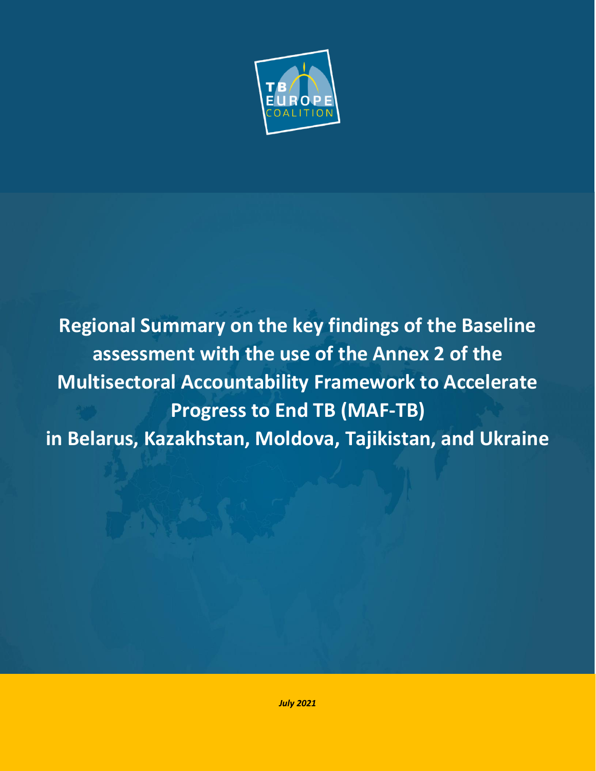TB EUROPE COALITION

# Regional Summary on the key findings of the Baseline assessment with the use of the Annex 2 of the Multisectoral Accountability Framework to Accelerate Progress to End TB (MAF-TB) in Belarus, Kazakhstan, Moldova, Tajikistan, and Ukraine

***July 2021***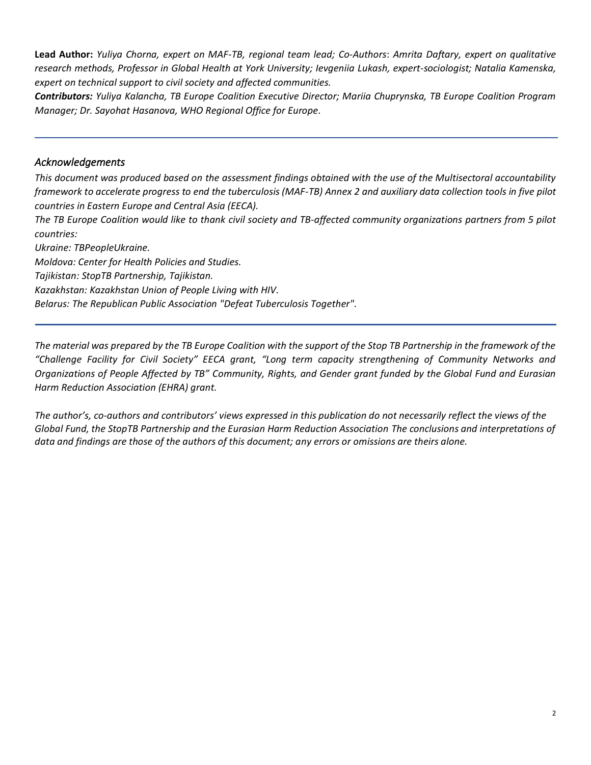**Lead Author:** *Yuliya Chorna, expert on MAF-TB, regional team lead; Co-Authors*: *Amrita Daftary, expert on qualitative research methods, Professor in Global Health at York University; Ievgeniia Lukash, expert-sociologist; Natalia Kamenska, expert on technical support to civil society and affected communities.*

***Contributors:*** *Yuliya Kalancha, TB Europe Coalition Executive Director; Mariia Chuprynska, TB Europe Coalition Program Manager; Dr. Sayohat Hasanova, WHO Regional Office for Europe.*

---

## *Acknowledgements*

*This document was produced based on the assessment findings obtained with the use of the Multisectoral accountability framework to accelerate progress to end the tuberculosis (MAF-TB) Annex 2 and auxiliary data collection tools in five pilot countries in Eastern Europe and Central Asia (EECA).*

*The TB Europe Coalition would like to thank civil society and TB-affected community organizations partners from 5 pilot countries:*

*Ukraine: TBPeopleUkraine.*

*Moldova: Center for Health Policies and Studies.*

*Tajikistan: StopTB Partnership, Tajikistan.*

*Kazakhstan: Kazakhstan Union of People Living with HIV.*

*Belarus: The Republican Public Association "Defeat Tuberculosis Together".*

---

*The material was prepared by the TB Europe Coalition with the support of the Stop TB Partnership in the framework of the "Challenge Facility for Civil Society" EECA grant, "Long term capacity strengthening of Community Networks and Organizations of People Affected by TB" Community, Rights, and Gender grant funded by the Global Fund and Eurasian Harm Reduction Association (EHRA) grant.*

*The author's, co-authors and contributors' views expressed in this publication do not necessarily reflect the views of the Global Fund, the StopTB Partnership and the Eurasian Harm Reduction Association The conclusions and interpretations of data and findings are those of the authors of this document; any errors or omissions are theirs alone.*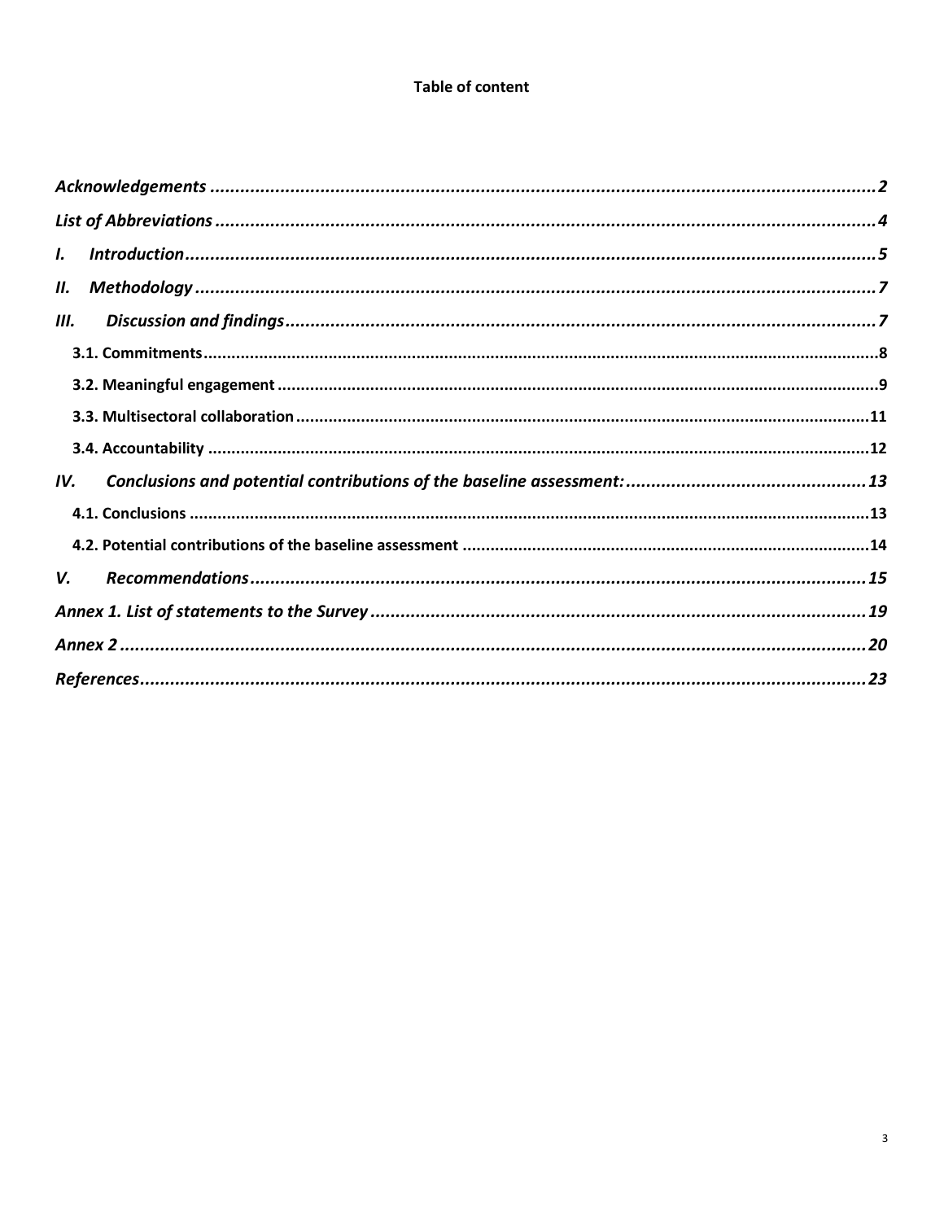**Table of content**

*Acknowledgements* ........ 2
*List of Abbreviations* ........ 4
*I. Introduction* ........ 5
*II. Methodology* ........ 7
*III. Discussion and findings* ........ 7
- **3.1. Commitments** ........ 8
- **3.2. Meaningful engagement** ........ 9
- **3.3. Multisectoral collaboration** ........ 11
- **3.4. Accountability** ........ 12

*IV. Conclusions and potential contributions of the baseline assessment:* ........ 13
- **4.1. Conclusions** ........ 13
- **4.2. Potential contributions of the baseline assessment** ........ 14

*V. Recommendations* ........ 15
*Annex 1. List of statements to the Survey* ........ 19
*Annex 2* ........ 20
*References* ........ 23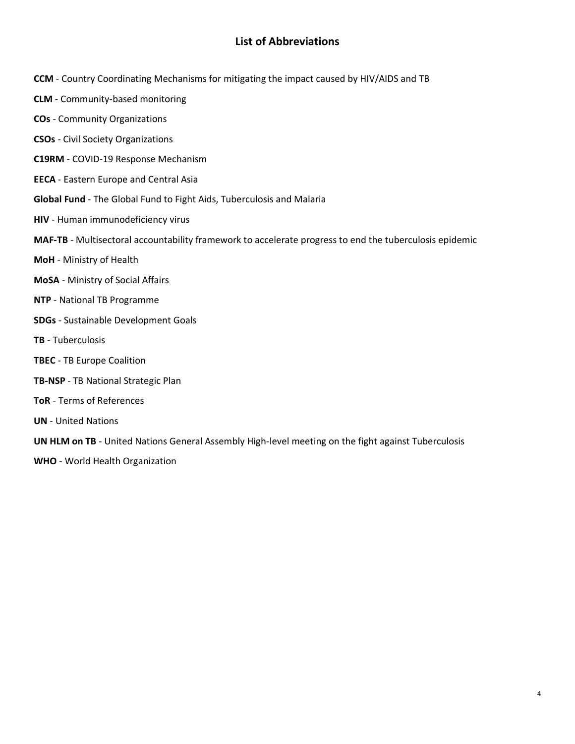## List of Abbreviations

**CCM** - Country Coordinating Mechanisms for mitigating the impact caused by HIV/AIDS and TB

**CLM** - Community-based monitoring

**COs** - Community Organizations

**CSOs** - Civil Society Organizations

**C19RM** - COVID-19 Response Mechanism

**EECA** - Eastern Europe and Central Asia

**Global Fund** - The Global Fund to Fight Aids, Tuberculosis and Malaria

**HIV** - Human immunodeficiency virus

**MAF-TB** - Multisectoral accountability framework to accelerate progress to end the tuberculosis epidemic

**MoH** - Ministry of Health

**MoSA** - Ministry of Social Affairs

**NTP** - National TB Programme

**SDGs** - Sustainable Development Goals

**TB** - Tuberculosis

**TBEC** - TB Europe Coalition

**TB-NSP** - TB National Strategic Plan

**ToR** - Terms of References

**UN** - United Nations

**UN HLM on TB** - United Nations General Assembly High-level meeting on the fight against Tuberculosis

**WHO** - World Health Organization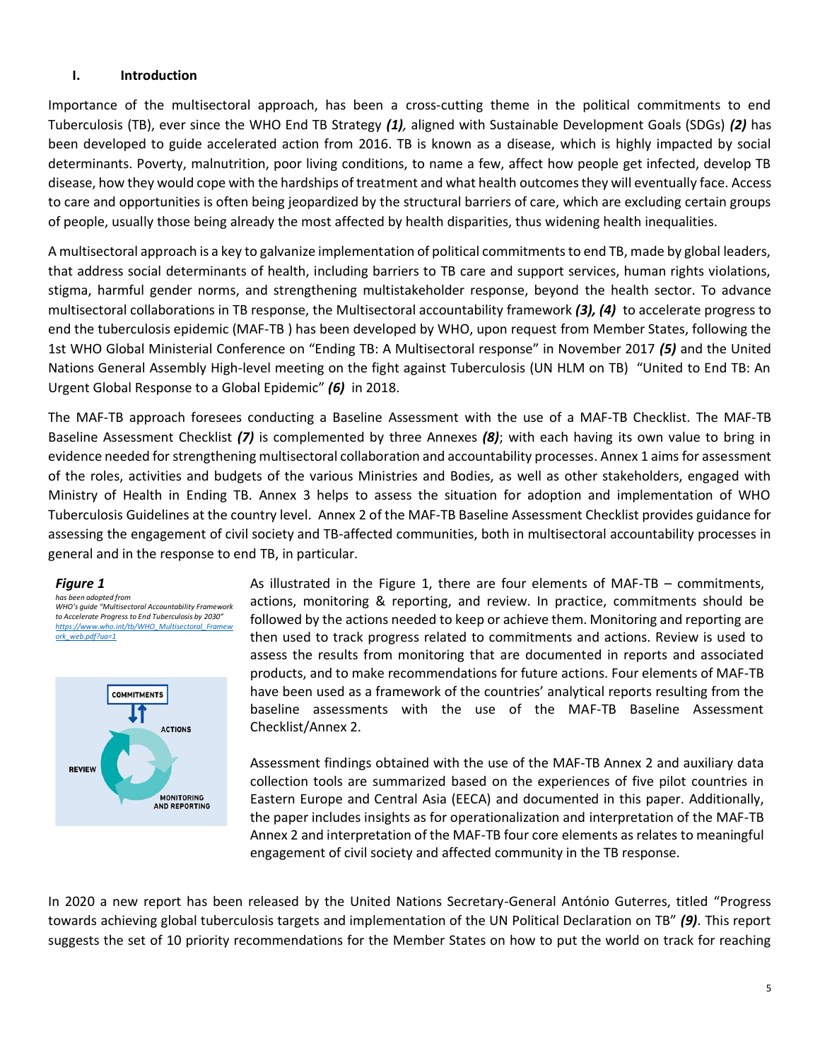## I. Introduction

Importance of the multisectoral approach, has been a cross-cutting theme in the political commitments to end Tuberculosis (TB), ever since the WHO End TB Strategy ***(1)**,* aligned with Sustainable Development Goals (SDGs) ***(2)*** has been developed to guide accelerated action from 2016. TB is known as a disease, which is highly impacted by social determinants. Poverty, malnutrition, poor living conditions, to name a few, affect how people get infected, develop TB disease, how they would cope with the hardships of treatment and what health outcomes they will eventually face. Access to care and opportunities is often being jeopardized by the structural barriers of care, which are excluding certain groups of people, usually those being already the most affected by health disparities, thus widening health inequalities.

A multisectoral approach is a key to galvanize implementation of political commitments to end TB, made by global leaders, that address social determinants of health, including barriers to TB care and support services, human rights violations, stigma, harmful gender norms, and strengthening multistakeholder response, beyond the health sector. To advance multisectoral collaborations in TB response, the Multisectoral accountability framework ***(3), (4)*** to accelerate progress to end the tuberculosis epidemic (MAF-TB ) has been developed by WHO, upon request from Member States, following the 1st WHO Global Ministerial Conference on "Ending TB: A Multisectoral response" in November 2017 ***(5)*** and the United Nations General Assembly High-level meeting on the fight against Tuberculosis (UN HLM on TB) "United to End TB: An Urgent Global Response to a Global Epidemic" ***(6)*** in 2018.

The MAF-TB approach foresees conducting a Baseline Assessment with the use of a MAF-TB Checklist. The MAF-TB Baseline Assessment Checklist ***(7)*** is complemented by three Annexes ***(8)***; with each having its own value to bring in evidence needed for strengthening multisectoral collaboration and accountability processes. Annex 1 aims for assessment of the roles, activities and budgets of the various Ministries and Bodies, as well as other stakeholders, engaged with Ministry of Health in Ending TB. Annex 3 helps to assess the situation for adoption and implementation of WHO Tuberculosis Guidelines at the country level. Annex 2 of the MAF-TB Baseline Assessment Checklist provides guidance for assessing the engagement of civil society and TB-affected communities, both in multisectoral accountability processes in general and in the response to end TB, in particular.

***Figure 1***

*has been adopted from WHO's guide "Multisectoral Accountability Framework to Accelerate Progress to End Tuberculosis by 2030"* *https://www.who.int/tb/WHO_Multisectoral_Framework_web.pdf?ua=1*

COMMITMENTS → ACTIONS → MONITORING AND REPORTING → REVIEW

As illustrated in the Figure 1, there are four elements of MAF-TB – commitments, actions, monitoring & reporting, and review. In practice, commitments should be followed by the actions needed to keep or achieve them. Monitoring and reporting are then used to track progress related to commitments and actions. Review is used to assess the results from monitoring that are documented in reports and associated products, and to make recommendations for future actions. Four elements of MAF-TB have been used as a framework of the countries' analytical reports resulting from the baseline assessments with the use of the MAF-TB Baseline Assessment Checklist/Annex 2.

Assessment findings obtained with the use of the MAF-TB Annex 2 and auxiliary data collection tools are summarized based on the experiences of five pilot countries in Eastern Europe and Central Asia (EECA) and documented in this paper. Additionally, the paper includes insights as for operationalization and interpretation of the MAF-TB Annex 2 and interpretation of the MAF-TB four core elements as relates to meaningful engagement of civil society and affected community in the TB response.

In 2020 a new report has been released by the United Nations Secretary-General António Guterres, titled "Progress towards achieving global tuberculosis targets and implementation of the UN Political Declaration on TB" ***(9)***. This report suggests the set of 10 priority recommendations for the Member States on how to put the world on track for reaching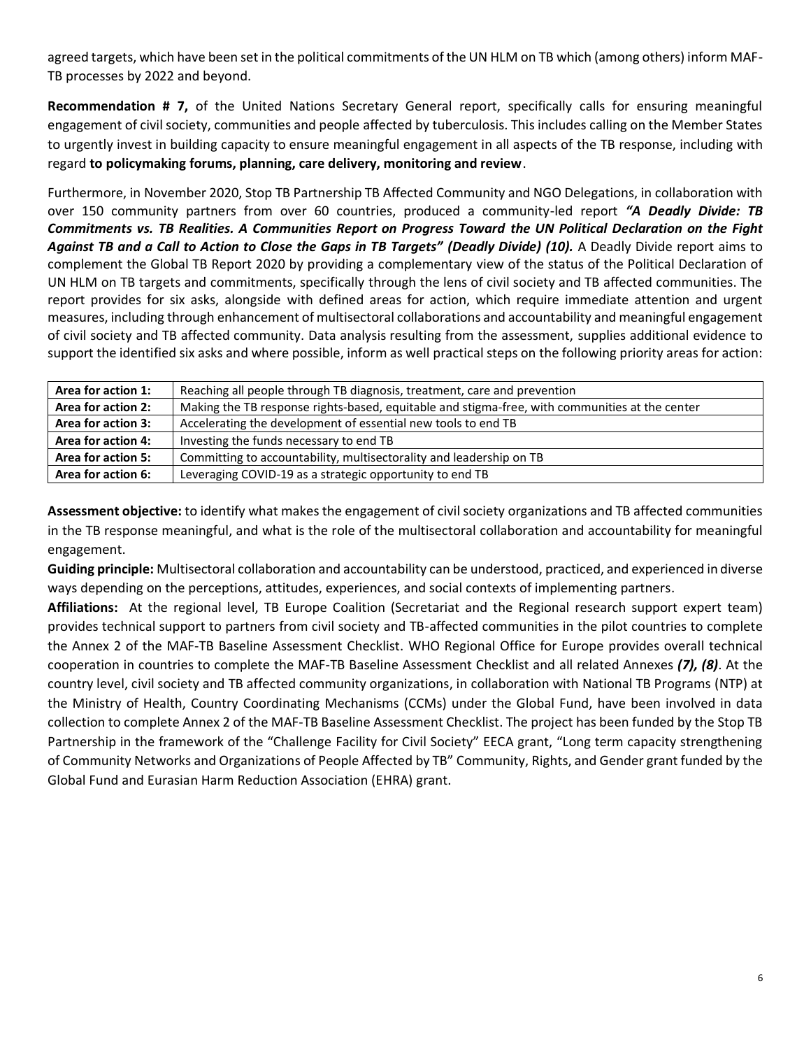agreed targets, which have been set in the political commitments of the UN HLM on TB which (among others) inform MAF-TB processes by 2022 and beyond.

**Recommendation # 7,** of the United Nations Secretary General report, specifically calls for ensuring meaningful engagement of civil society, communities and people affected by tuberculosis. This includes calling on the Member States to urgently invest in building capacity to ensure meaningful engagement in all aspects of the TB response, including with regard **to policymaking forums, planning, care delivery, monitoring and review**.

Furthermore, in November 2020, Stop TB Partnership TB Affected Community and NGO Delegations, in collaboration with over 150 community partners from over 60 countries, produced a community-led report ***"A Deadly Divide: TB Commitments vs. TB Realities. A Communities Report on Progress Toward the UN Political Declaration on the Fight Against TB and a Call to Action to Close the Gaps in TB Targets" (Deadly Divide) (10).*** A Deadly Divide report aims to complement the Global TB Report 2020 by providing a complementary view of the status of the Political Declaration of UN HLM on TB targets and commitments, specifically through the lens of civil society and TB affected communities. The report provides for six asks, alongside with defined areas for action, which require immediate attention and urgent measures, including through enhancement of multisectoral collaborations and accountability and meaningful engagement of civil society and TB affected community. Data analysis resulting from the assessment, supplies additional evidence to support the identified six asks and where possible, inform as well practical steps on the following priority areas for action:

| | |
|---|---|
| **Area for action 1:** | Reaching all people through TB diagnosis, treatment, care and prevention |
| **Area for action 2:** | Making the TB response rights-based, equitable and stigma-free, with communities at the center |
| **Area for action 3:** | Accelerating the development of essential new tools to end TB |
| **Area for action 4:** | Investing the funds necessary to end TB |
| **Area for action 5:** | Committing to accountability, multisectorality and leadership on TB |
| **Area for action 6:** | Leveraging COVID-19 as a strategic opportunity to end TB |

**Assessment objective:** to identify what makes the engagement of civil society organizations and TB affected communities in the TB response meaningful, and what is the role of the multisectoral collaboration and accountability for meaningful engagement.

**Guiding principle:** Multisectoral collaboration and accountability can be understood, practiced, and experienced in diverse ways depending on the perceptions, attitudes, experiences, and social contexts of implementing partners.

**Affiliations:** At the regional level, TB Europe Coalition (Secretariat and the Regional research support expert team) provides technical support to partners from civil society and TB-affected communities in the pilot countries to complete the Annex 2 of the MAF-TB Baseline Assessment Checklist. WHO Regional Office for Europe provides overall technical cooperation in countries to complete the MAF-TB Baseline Assessment Checklist and all related Annexes ***(7), (8)***. At the country level, civil society and TB affected community organizations, in collaboration with National TB Programs (NTP) at the Ministry of Health, Country Coordinating Mechanisms (CCMs) under the Global Fund, have been involved in data collection to complete Annex 2 of the MAF-TB Baseline Assessment Checklist. The project has been funded by the Stop TB Partnership in the framework of the "Challenge Facility for Civil Society" EECA grant, "Long term capacity strengthening of Community Networks and Organizations of People Affected by TB" Community, Rights, and Gender grant funded by the Global Fund and Eurasian Harm Reduction Association (EHRA) grant.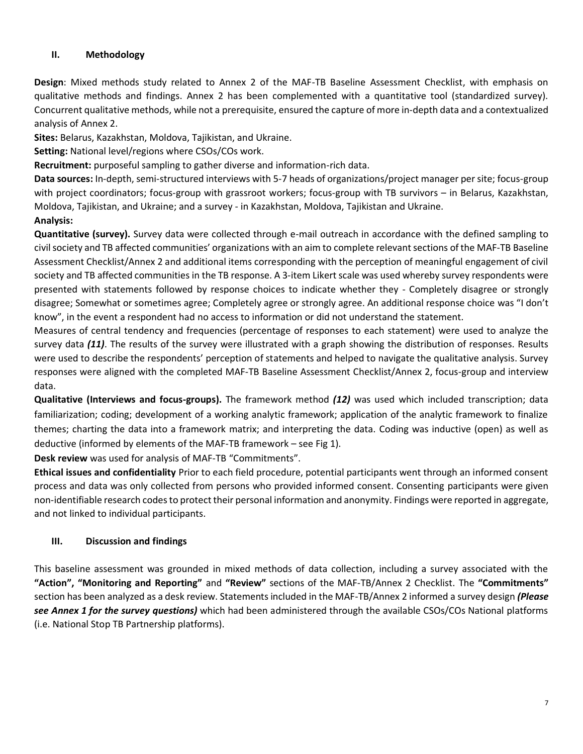## II. Methodology

**Design**: Mixed methods study related to Annex 2 of the MAF-TB Baseline Assessment Checklist, with emphasis on qualitative methods and findings. Annex 2 has been complemented with a quantitative tool (standardized survey). Concurrent qualitative methods, while not a prerequisite, ensured the capture of more in-depth data and a contextualized analysis of Annex 2.

**Sites:** Belarus, Kazakhstan, Moldova, Tajikistan, and Ukraine.

**Setting:** National level/regions where CSOs/COs work.

**Recruitment:** purposeful sampling to gather diverse and information-rich data.

**Data sources:** In-depth, semi-structured interviews with 5-7 heads of organizations/project manager per site; focus-group with project coordinators; focus-group with grassroot workers; focus-group with TB survivors – in Belarus, Kazakhstan, Moldova, Tajikistan, and Ukraine; and a survey - in Kazakhstan, Moldova, Tajikistan and Ukraine.

**Analysis:**

**Quantitative (survey).** Survey data were collected through e-mail outreach in accordance with the defined sampling to civil society and TB affected communities' organizations with an aim to complete relevant sections of the MAF-TB Baseline Assessment Checklist/Annex 2 and additional items corresponding with the perception of meaningful engagement of civil society and TB affected communities in the TB response. A 3-item Likert scale was used whereby survey respondents were presented with statements followed by response choices to indicate whether they - Completely disagree or strongly disagree; Somewhat or sometimes agree; Completely agree or strongly agree. An additional response choice was "I don't know", in the event a respondent had no access to information or did not understand the statement.

Measures of central tendency and frequencies (percentage of responses to each statement) were used to analyze the survey data ***(11)***. The results of the survey were illustrated with a graph showing the distribution of responses. Results were used to describe the respondents' perception of statements and helped to navigate the qualitative analysis. Survey responses were aligned with the completed MAF-TB Baseline Assessment Checklist/Annex 2, focus-group and interview data.

**Qualitative (Interviews and focus-groups).** The framework method ***(12)*** was used which included transcription; data familiarization; coding; development of a working analytic framework; application of the analytic framework to finalize themes; charting the data into a framework matrix; and interpreting the data. Coding was inductive (open) as well as deductive (informed by elements of the MAF-TB framework – see Fig 1).

**Desk review** was used for analysis of MAF-TB "Commitments".

**Ethical issues and confidentiality** Prior to each field procedure, potential participants went through an informed consent process and data was only collected from persons who provided informed consent. Consenting participants were given non-identifiable research codes to protect their personal information and anonymity. Findings were reported in aggregate, and not linked to individual participants.

## III. Discussion and findings

This baseline assessment was grounded in mixed methods of data collection, including a survey associated with the **"Action"**, **"Monitoring and Reporting"** and **"Review"** sections of the MAF-TB/Annex 2 Checklist. The **"Commitments"** section has been analyzed as a desk review. Statements included in the MAF-TB/Annex 2 informed a survey design ***(Please see Annex 1 for the survey questions)*** which had been administered through the available CSOs/COs National platforms (i.e. National Stop TB Partnership platforms).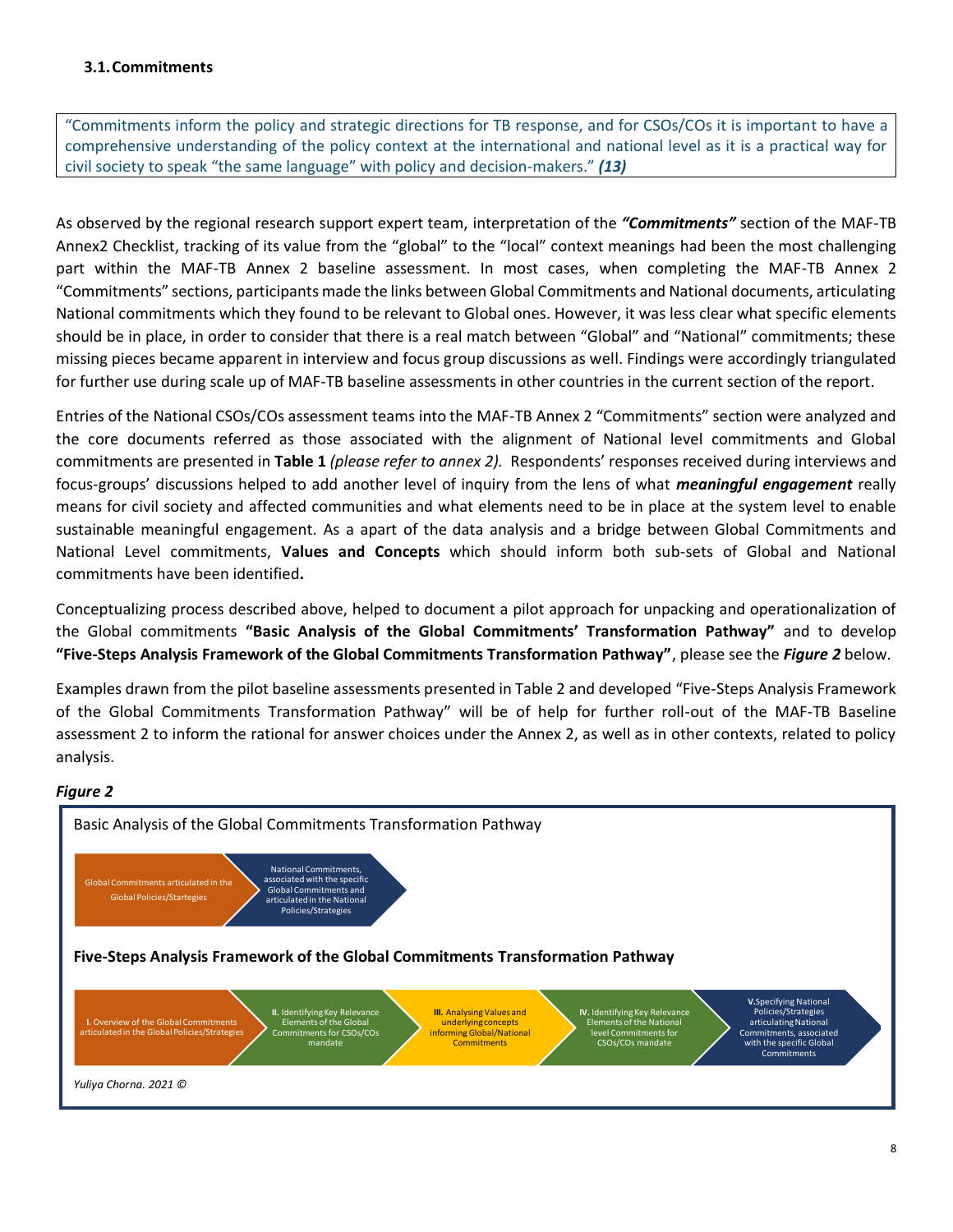### 3.1. Commitments

> "Commitments inform the policy and strategic directions for TB response, and for CSOs/COs it is important to have a comprehensive understanding of the policy context at the international and national level as it is a practical way for civil society to speak "the same language" with policy and decision-makers." ***(13)***

As observed by the regional research support expert team, interpretation of the ***"Commitments"*** section of the MAF-TB Annex2 Checklist, tracking of its value from the "global" to the "local" context meanings had been the most challenging part within the MAF-TB Annex 2 baseline assessment. In most cases, when completing the MAF-TB Annex 2 "Commitments" sections, participants made the links between Global Commitments and National documents, articulating National commitments which they found to be relevant to Global ones. However, it was less clear what specific elements should be in place, in order to consider that there is a real match between "Global" and "National" commitments; these missing pieces became apparent in interview and focus group discussions as well. Findings were accordingly triangulated for further use during scale up of MAF-TB baseline assessments in other countries in the current section of the report.

Entries of the National CSOs/COs assessment teams into the MAF-TB Annex 2 "Commitments" section were analyzed and the core documents referred as those associated with the alignment of National level commitments and Global commitments are presented in **Table 1** *(please refer to annex 2).* Respondents' responses received during interviews and focus-groups' discussions helped to add another level of inquiry from the lens of what ***meaningful engagement*** really means for civil society and affected communities and what elements need to be in place at the system level to enable sustainable meaningful engagement. As a apart of the data analysis and a bridge between Global Commitments and National Level commitments, **Values and Concepts** which should inform both sub-sets of Global and National commitments have been identified**.**

Conceptualizing process described above, helped to document a pilot approach for unpacking and operationalization of the Global commitments **"Basic Analysis of the Global Commitments' Transformation Pathway"** and to develop **"Five-Steps Analysis Framework of the Global Commitments Transformation Pathway"**, please see the ***Figure 2*** below.

Examples drawn from the pilot baseline assessments presented in Table 2 and developed "Five-Steps Analysis Framework of the Global Commitments Transformation Pathway" will be of help for further roll-out of the MAF-TB Baseline assessment 2 to inform the rational for answer choices under the Annex 2, as well as in other contexts, related to policy analysis.

***Figure 2***

Basic Analysis of the Global Commitments Transformation Pathway

Global Commitments articulated in the Global Policies/Startegies → National Commitments, associated with the specific Global Commitments and articulated in the National Policies/Strategies

**Five-Steps Analysis Framework of the Global Commitments Transformation Pathway**

**I.** Overview of the Global Commitments articulated in the Global Policies/Strategies → **II.** Identifying Key Relevance Elements of the Global Commitments for CSOs/COs mandate → **III.** Analysing Values and underlying concepts informing Global/National Commitments → **IV.** Identifying Key Relevance Elements of the National level Commitments for CSOs/COs mandate → **V.** Specifying National Policies/Strategies articulating National Commitments, associated with the specific Global Commitments

*Yuliya Chorna. 2021 ©*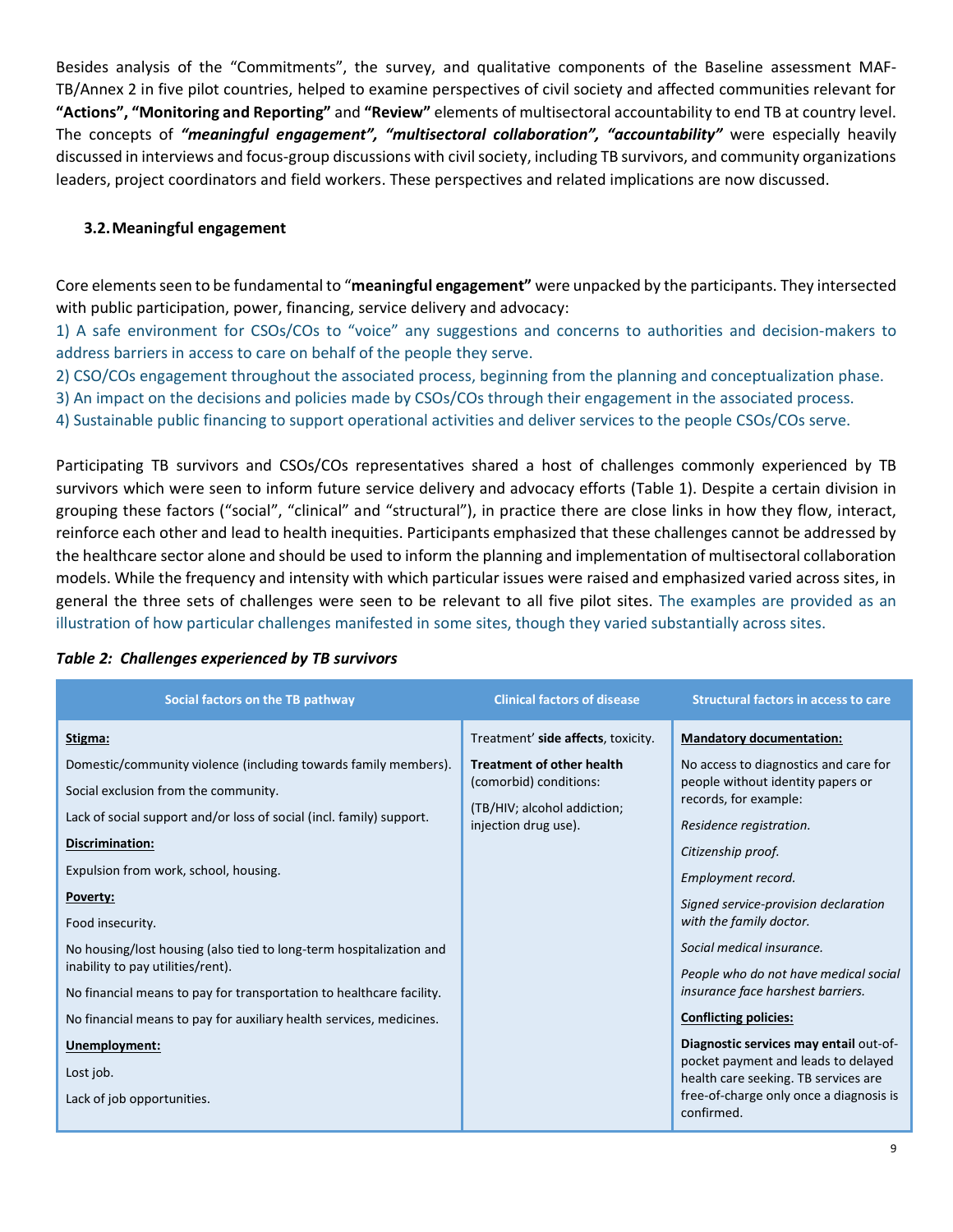Besides analysis of the "Commitments", the survey, and qualitative components of the Baseline assessment MAF-TB/Annex 2 in five pilot countries, helped to examine perspectives of civil society and affected communities relevant for **"Actions", "Monitoring and Reporting"** and **"Review"** elements of multisectoral accountability to end TB at country level. The concepts of ***"meaningful engagement", "multisectoral collaboration", "accountability"*** were especially heavily discussed in interviews and focus-group discussions with civil society, including TB survivors, and community organizations leaders, project coordinators and field workers. These perspectives and related implications are now discussed.

### 3.2. Meaningful engagement

Core elements seen to be fundamental to "**meaningful engagement"** were unpacked by the participants. They intersected with public participation, power, financing, service delivery and advocacy:

1) A safe environment for CSOs/COs to "voice" any suggestions and concerns to authorities and decision-makers to address barriers in access to care on behalf of the people they serve.
2) CSO/COs engagement throughout the associated process, beginning from the planning and conceptualization phase.
3) An impact on the decisions and policies made by CSOs/COs through their engagement in the associated process.
4) Sustainable public financing to support operational activities and deliver services to the people CSOs/COs serve.

Participating TB survivors and CSOs/COs representatives shared a host of challenges commonly experienced by TB survivors which were seen to inform future service delivery and advocacy efforts (Table 1). Despite a certain division in grouping these factors ("social", "clinical" and "structural"), in practice there are close links in how they flow, interact, reinforce each other and lead to health inequities. Participants emphasized that these challenges cannot be addressed by the healthcare sector alone and should be used to inform the planning and implementation of multisectoral collaboration models. While the frequency and intensity with which particular issues were raised and emphasized varied across sites, in general the three sets of challenges were seen to be relevant to all five pilot sites. The examples are provided as an illustration of how particular challenges manifested in some sites, though they varied substantially across sites.

***Table 2: Challenges experienced by TB survivors***

| Social factors on the TB pathway | Clinical factors of disease | Structural factors in access to care |
|---|---|---|
| **Stigma:**<br>Domestic/community violence (including towards family members).<br>Social exclusion from the community.<br>Lack of social support and/or loss of social (incl. family) support.<br>**Discrimination:**<br>Expulsion from work, school, housing.<br>**Poverty:**<br>Food insecurity.<br>No housing/lost housing (also tied to long-term hospitalization and inability to pay utilities/rent).<br>No financial means to pay for transportation to healthcare facility.<br>No financial means to pay for auxiliary health services, medicines.<br>**Unemployment:**<br>Lost job.<br>Lack of job opportunities. | Treatment' **side affects**, toxicity.<br>**Treatment of other health** (comorbid) conditions:<br>(TB/HIV; alcohol addiction; injection drug use). | **Mandatory documentation:**<br>No access to diagnostics and care for people without identity papers or records, for example:<br>*Residence registration.*<br>*Citizenship proof.*<br>*Employment record.*<br>*Signed service-provision declaration with the family doctor.*<br>*Social medical insurance.*<br>*People who do not have medical social insurance face harshest barriers.*<br>**Conflicting policies:**<br>**Diagnostic services may entail** out-of-pocket payment and leads to delayed health care seeking. TB services are free-of-charge only once a diagnosis is confirmed. |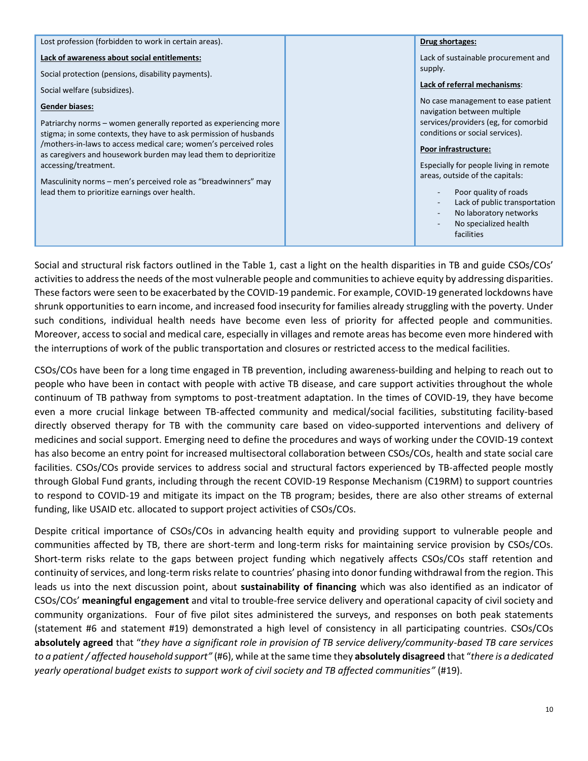| | | |
|---|---|---|
| Lost profession (forbidden to work in certain areas).<br><br>**Lack of awareness about social entitlements:**<br><br>Social protection (pensions, disability payments).<br><br>Social welfare (subsidizes).<br><br>**Gender biases:**<br><br>Patriarchy norms – women generally reported as experiencing more stigma; in some contexts, they have to ask permission of husbands /mothers-in-laws to access medical care; women's perceived roles as caregivers and housework burden may lead them to deprioritize accessing/treatment.<br><br>Masculinity norms – men's perceived role as "breadwinners" may lead them to prioritize earnings over health. | | **Drug shortages:**<br><br>Lack of sustainable procurement and supply.<br><br>**Lack of referral mechanisms:**<br><br>No case management to ease patient navigation between multiple services/providers (eg, for comorbid conditions or social services).<br><br>**Poor infrastructure:**<br><br>Especially for people living in remote areas, outside of the capitals:<br><br>- Poor quality of roads<br>- Lack of public transportation<br>- No laboratory networks<br>- No specialized health facilities |

Social and structural risk factors outlined in the Table 1, cast a light on the health disparities in TB and guide CSOs/COs' activities to address the needs of the most vulnerable people and communities to achieve equity by addressing disparities. These factors were seen to be exacerbated by the COVID-19 pandemic. For example, COVID-19 generated lockdowns have shrunk opportunities to earn income, and increased food insecurity for families already struggling with the poverty. Under such conditions, individual health needs have become even less of priority for affected people and communities. Moreover, access to social and medical care, especially in villages and remote areas has become even more hindered with the interruptions of work of the public transportation and closures or restricted access to the medical facilities.

CSOs/COs have been for a long time engaged in TB prevention, including awareness-building and helping to reach out to people who have been in contact with people with active TB disease, and care support activities throughout the whole continuum of TB pathway from symptoms to post-treatment adaptation. In the times of COVID-19, they have become even a more crucial linkage between TB-affected community and medical/social facilities, substituting facility-based directly observed therapy for TB with the community care based on video-supported interventions and delivery of medicines and social support. Emerging need to define the procedures and ways of working under the COVID-19 context has also become an entry point for increased multisectoral collaboration between CSOs/COs, health and state social care facilities. CSOs/COs provide services to address social and structural factors experienced by TB-affected people mostly through Global Fund grants, including through the recent COVID-19 Response Mechanism (C19RM) to support countries to respond to COVID-19 and mitigate its impact on the TB program; besides, there are also other streams of external funding, like USAID etc. allocated to support project activities of CSOs/COs.

Despite critical importance of CSOs/COs in advancing health equity and providing support to vulnerable people and communities affected by TB, there are short-term and long-term risks for maintaining service provision by CSOs/COs. Short-term risks relate to the gaps between project funding which negatively affects CSOs/COs staff retention and continuity of services, and long-term risks relate to countries' phasing into donor funding withdrawal from the region. This leads us into the next discussion point, about **sustainability of financing** which was also identified as an indicator of CSOs/COs' **meaningful engagement** and vital to trouble-free service delivery and operational capacity of civil society and community organizations. Four of five pilot sites administered the surveys, and responses on both peak statements (statement #6 and statement #19) demonstrated a high level of consistency in all participating countries. CSOs/COs **absolutely agreed** that "*they have a significant role in provision of TB service delivery/community-based TB care services to a patient / affected household support"* (#6), while at the same time they **absolutely disagreed** that "*there is a dedicated yearly operational budget exists to support work of civil society and TB affected communities"* (#19).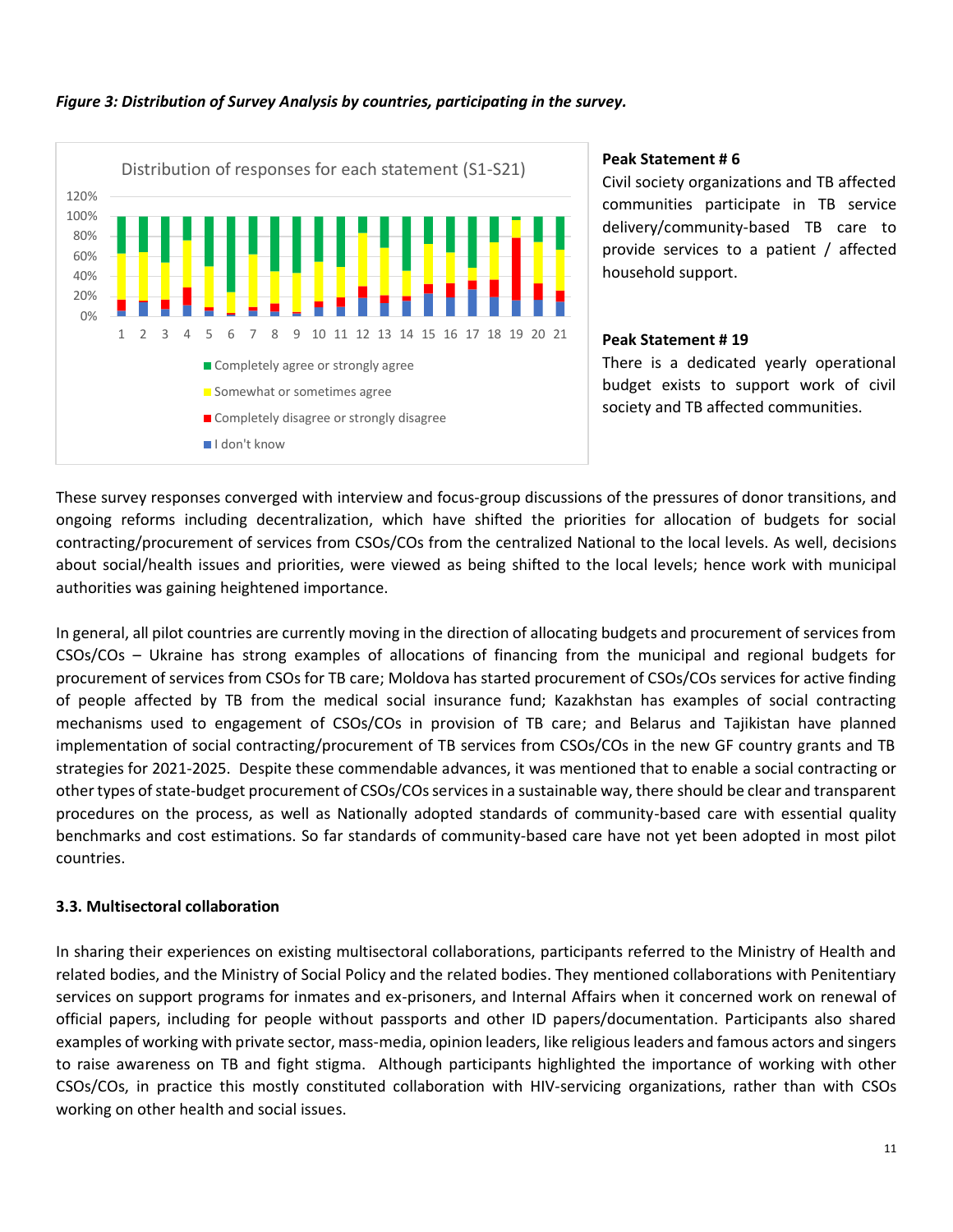*Figure 3: Distribution of Survey Analysis by countries, participating in the survey.*

Distribution of responses for each statement (S1-S21)

- Completely agree or strongly agree
- Somewhat or sometimes agree
- Completely disagree or strongly disagree
- I don't know

**Peak Statement # 6**
Civil society organizations and TB affected communities participate in TB service delivery/community-based TB care to provide services to a patient / affected household support.

**Peak Statement # 19**
There is a dedicated yearly operational budget exists to support work of civil society and TB affected communities.

These survey responses converged with interview and focus-group discussions of the pressures of donor transitions, and ongoing reforms including decentralization, which have shifted the priorities for allocation of budgets for social contracting/procurement of services from CSOs/COs from the centralized National to the local levels. As well, decisions about social/health issues and priorities, were viewed as being shifted to the local levels; hence work with municipal authorities was gaining heightened importance.

In general, all pilot countries are currently moving in the direction of allocating budgets and procurement of services from CSOs/COs – Ukraine has strong examples of allocations of financing from the municipal and regional budgets for procurement of services from CSOs for TB care; Moldova has started procurement of CSOs/COs services for active finding of people affected by TB from the medical social insurance fund; Kazakhstan has examples of social contracting mechanisms used to engagement of CSOs/COs in provision of TB care; and Belarus and Tajikistan have planned implementation of social contracting/procurement of TB services from CSOs/COs in the new GF country grants and TB strategies for 2021-2025. Despite these commendable advances, it was mentioned that to enable a social contracting or other types of state-budget procurement of CSOs/COs services in a sustainable way, there should be clear and transparent procedures on the process, as well as Nationally adopted standards of community-based care with essential quality benchmarks and cost estimations. So far standards of community-based care have not yet been adopted in most pilot countries.

### 3.3. Multisectoral collaboration

In sharing their experiences on existing multisectoral collaborations, participants referred to the Ministry of Health and related bodies, and the Ministry of Social Policy and the related bodies. They mentioned collaborations with Penitentiary services on support programs for inmates and ex-prisoners, and Internal Affairs when it concerned work on renewal of official papers, including for people without passports and other ID papers/documentation. Participants also shared examples of working with private sector, mass-media, opinion leaders, like religious leaders and famous actors and singers to raise awareness on TB and fight stigma. Although participants highlighted the importance of working with other CSOs/COs, in practice this mostly constituted collaboration with HIV-servicing organizations, rather than with CSOs working on other health and social issues.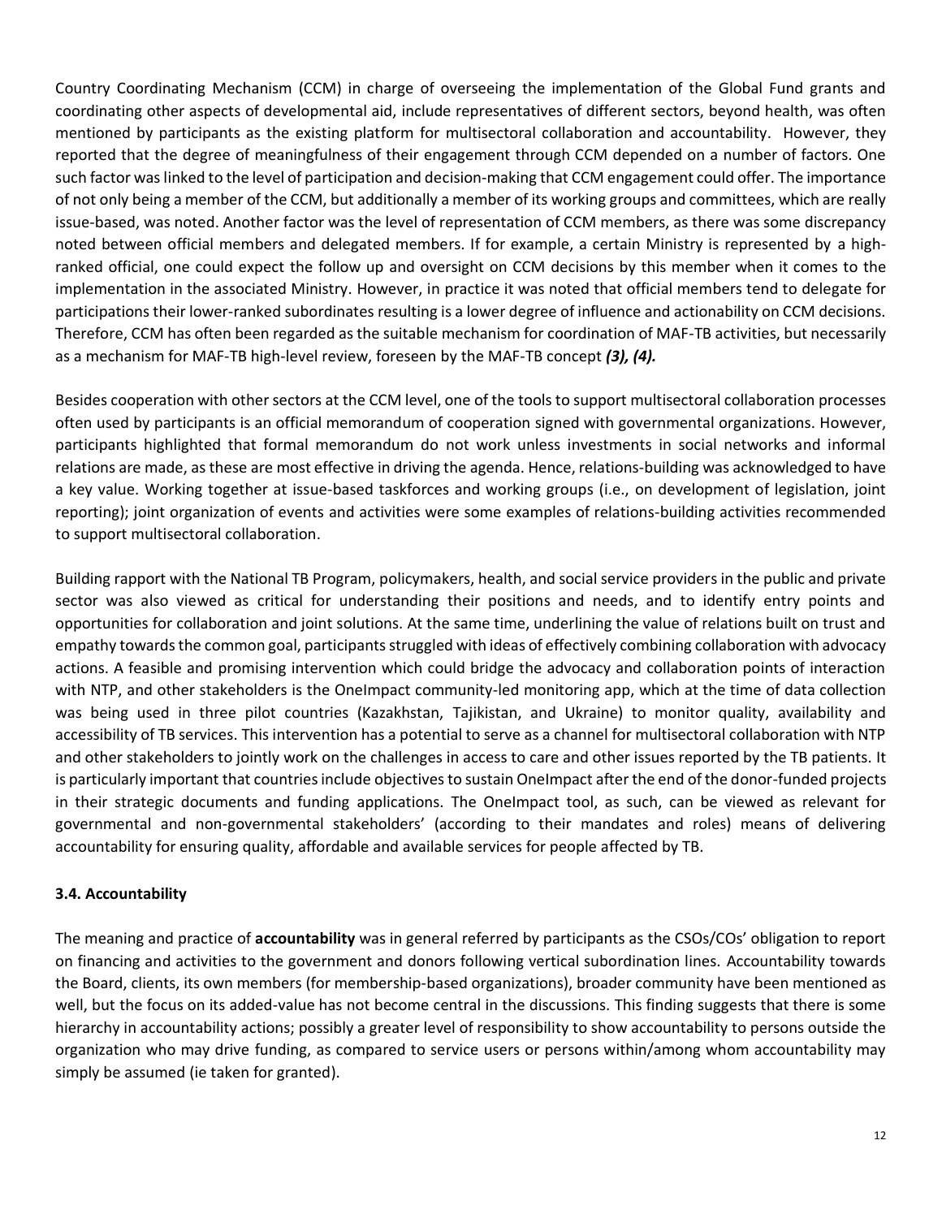Country Coordinating Mechanism (CCM) in charge of overseeing the implementation of the Global Fund grants and coordinating other aspects of developmental aid, include representatives of different sectors, beyond health, was often mentioned by participants as the existing platform for multisectoral collaboration and accountability. However, they reported that the degree of meaningfulness of their engagement through CCM depended on a number of factors. One such factor was linked to the level of participation and decision-making that CCM engagement could offer. The importance of not only being a member of the CCM, but additionally a member of its working groups and committees, which are really issue-based, was noted. Another factor was the level of representation of CCM members, as there was some discrepancy noted between official members and delegated members. If for example, a certain Ministry is represented by a high-ranked official, one could expect the follow up and oversight on CCM decisions by this member when it comes to the implementation in the associated Ministry. However, in practice it was noted that official members tend to delegate for participations their lower-ranked subordinates resulting is a lower degree of influence and actionability on CCM decisions. Therefore, CCM has often been regarded as the suitable mechanism for coordination of MAF-TB activities, but necessarily as a mechanism for MAF-TB high-level review, foreseen by the MAF-TB concept ***(3), (4).***

Besides cooperation with other sectors at the CCM level, one of the tools to support multisectoral collaboration processes often used by participants is an official memorandum of cooperation signed with governmental organizations. However, participants highlighted that formal memorandum do not work unless investments in social networks and informal relations are made, as these are most effective in driving the agenda. Hence, relations-building was acknowledged to have a key value. Working together at issue-based taskforces and working groups (i.e., on development of legislation, joint reporting); joint organization of events and activities were some examples of relations-building activities recommended to support multisectoral collaboration.

Building rapport with the National TB Program, policymakers, health, and social service providers in the public and private sector was also viewed as critical for understanding their positions and needs, and to identify entry points and opportunities for collaboration and joint solutions. At the same time, underlining the value of relations built on trust and empathy towards the common goal, participants struggled with ideas of effectively combining collaboration with advocacy actions. A feasible and promising intervention which could bridge the advocacy and collaboration points of interaction with NTP, and other stakeholders is the OneImpact community-led monitoring app, which at the time of data collection was being used in three pilot countries (Kazakhstan, Tajikistan, and Ukraine) to monitor quality, availability and accessibility of TB services. This intervention has a potential to serve as a channel for multisectoral collaboration with NTP and other stakeholders to jointly work on the challenges in access to care and other issues reported by the TB patients. It is particularly important that countries include objectives to sustain OneImpact after the end of the donor-funded projects in their strategic documents and funding applications. The OneImpact tool, as such, can be viewed as relevant for governmental and non-governmental stakeholders' (according to their mandates and roles) means of delivering accountability for ensuring quality, affordable and available services for people affected by TB.

### 3.4. Accountability

The meaning and practice of **accountability** was in general referred by participants as the CSOs/COs' obligation to report on financing and activities to the government and donors following vertical subordination lines. Accountability towards the Board, clients, its own members (for membership-based organizations), broader community have been mentioned as well, but the focus on its added-value has not become central in the discussions. This finding suggests that there is some hierarchy in accountability actions; possibly a greater level of responsibility to show accountability to persons outside the organization who may drive funding, as compared to service users or persons within/among whom accountability may simply be assumed (ie taken for granted).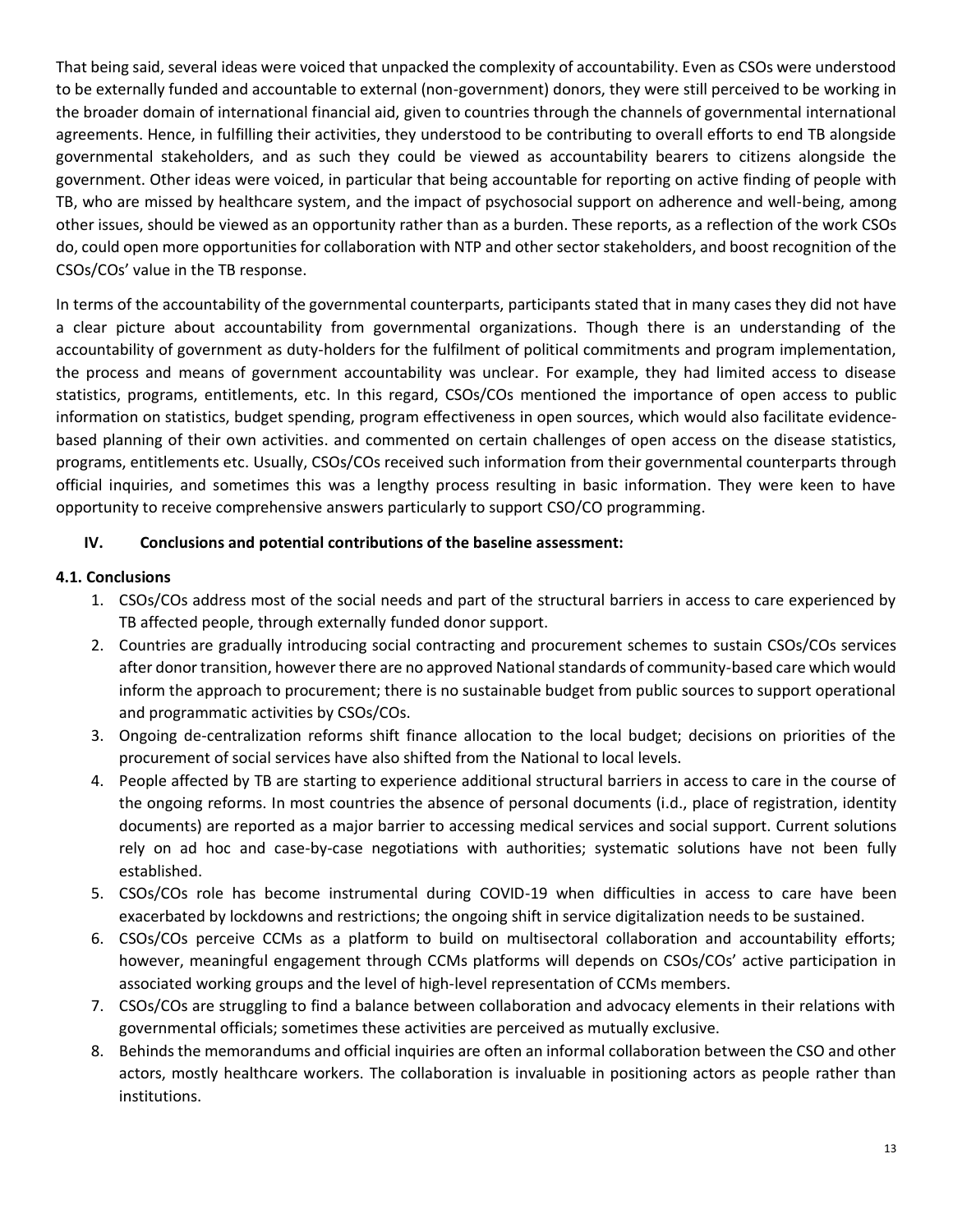That being said, several ideas were voiced that unpacked the complexity of accountability. Even as CSOs were understood to be externally funded and accountable to external (non-government) donors, they were still perceived to be working in the broader domain of international financial aid, given to countries through the channels of governmental international agreements. Hence, in fulfilling their activities, they understood to be contributing to overall efforts to end TB alongside governmental stakeholders, and as such they could be viewed as accountability bearers to citizens alongside the government. Other ideas were voiced, in particular that being accountable for reporting on active finding of people with TB, who are missed by healthcare system, and the impact of psychosocial support on adherence and well-being, among other issues, should be viewed as an opportunity rather than as a burden. These reports, as a reflection of the work CSOs do, could open more opportunities for collaboration with NTP and other sector stakeholders, and boost recognition of the CSOs/COs' value in the TB response.

In terms of the accountability of the governmental counterparts, participants stated that in many cases they did not have a clear picture about accountability from governmental organizations. Though there is an understanding of the accountability of government as duty-holders for the fulfilment of political commitments and program implementation, the process and means of government accountability was unclear. For example, they had limited access to disease statistics, programs, entitlements, etc. In this regard, CSOs/COs mentioned the importance of open access to public information on statistics, budget spending, program effectiveness in open sources, which would also facilitate evidence-based planning of their own activities. and commented on certain challenges of open access on the disease statistics, programs, entitlements etc. Usually, CSOs/COs received such information from their governmental counterparts through official inquiries, and sometimes this was a lengthy process resulting in basic information. They were keen to have opportunity to receive comprehensive answers particularly to support CSO/CO programming.

## IV. Conclusions and potential contributions of the baseline assessment:

### 4.1. Conclusions

1. CSOs/COs address most of the social needs and part of the structural barriers in access to care experienced by TB affected people, through externally funded donor support.
2. Countries are gradually introducing social contracting and procurement schemes to sustain CSOs/COs services after donor transition, however there are no approved National standards of community-based care which would inform the approach to procurement; there is no sustainable budget from public sources to support operational and programmatic activities by CSOs/COs.
3. Ongoing de-centralization reforms shift finance allocation to the local budget; decisions on priorities of the procurement of social services have also shifted from the National to local levels.
4. People affected by TB are starting to experience additional structural barriers in access to care in the course of the ongoing reforms. In most countries the absence of personal documents (i.d., place of registration, identity documents) are reported as a major barrier to accessing medical services and social support. Current solutions rely on ad hoc and case-by-case negotiations with authorities; systematic solutions have not been fully established.
5. CSOs/COs role has become instrumental during COVID-19 when difficulties in access to care have been exacerbated by lockdowns and restrictions; the ongoing shift in service digitalization needs to be sustained.
6. CSOs/COs perceive CCMs as a platform to build on multisectoral collaboration and accountability efforts; however, meaningful engagement through CCMs platforms will depends on CSOs/COs' active participation in associated working groups and the level of high-level representation of CCMs members.
7. CSOs/COs are struggling to find a balance between collaboration and advocacy elements in their relations with governmental officials; sometimes these activities are perceived as mutually exclusive.
8. Behinds the memorandums and official inquiries are often an informal collaboration between the CSO and other actors, mostly healthcare workers. The collaboration is invaluable in positioning actors as people rather than institutions.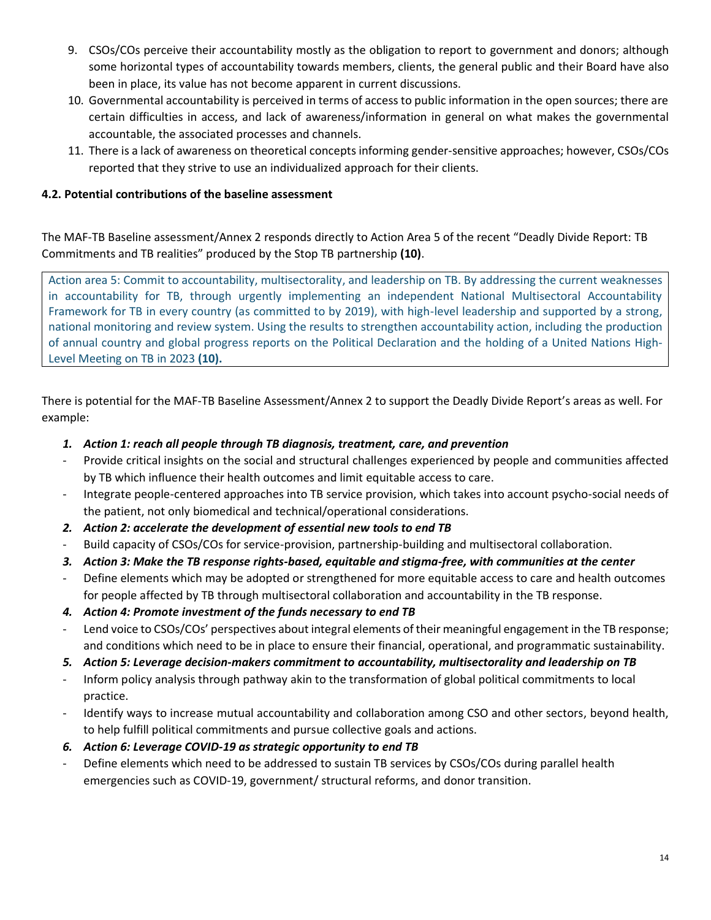9. CSOs/COs perceive their accountability mostly as the obligation to report to government and donors; although some horizontal types of accountability towards members, clients, the general public and their Board have also been in place, its value has not become apparent in current discussions.
10. Governmental accountability is perceived in terms of access to public information in the open sources; there are certain difficulties in access, and lack of awareness/information in general on what makes the governmental accountable, the associated processes and channels.
11. There is a lack of awareness on theoretical concepts informing gender-sensitive approaches; however, CSOs/COs reported that they strive to use an individualized approach for their clients.

### 4.2. Potential contributions of the baseline assessment

The MAF-TB Baseline assessment/Annex 2 responds directly to Action Area 5 of the recent "Deadly Divide Report: TB Commitments and TB realities" produced by the Stop TB partnership **(10)**.

> Action area 5: Commit to accountability, multisectorality, and leadership on TB. By addressing the current weaknesses in accountability for TB, through urgently implementing an independent National Multisectoral Accountability Framework for TB in every country (as committed to by 2019), with high-level leadership and supported by a strong, national monitoring and review system. Using the results to strengthen accountability action, including the production of annual country and global progress reports on the Political Declaration and the holding of a United Nations High-Level Meeting on TB in 2023 **(10).**

There is potential for the MAF-TB Baseline Assessment/Annex 2 to support the Deadly Divide Report's areas as well. For example:

1. ***Action 1: reach all people through TB diagnosis, treatment, care, and prevention***
   - Provide critical insights on the social and structural challenges experienced by people and communities affected by TB which influence their health outcomes and limit equitable access to care.
   - Integrate people-centered approaches into TB service provision, which takes into account psycho-social needs of the patient, not only biomedical and technical/operational considerations.
2. ***Action 2: accelerate the development of essential new tools to end TB***
   - Build capacity of CSOs/COs for service-provision, partnership-building and multisectoral collaboration.
3. ***Action 3: Make the TB response rights-based, equitable and stigma-free, with communities at the center***
   - Define elements which may be adopted or strengthened for more equitable access to care and health outcomes for people affected by TB through multisectoral collaboration and accountability in the TB response.
4. ***Action 4: Promote investment of the funds necessary to end TB***
   - Lend voice to CSOs/COs' perspectives about integral elements of their meaningful engagement in the TB response; and conditions which need to be in place to ensure their financial, operational, and programmatic sustainability.
5. ***Action 5: Leverage decision-makers commitment to accountability, multisectorality and leadership on TB***
   - Inform policy analysis through pathway akin to the transformation of global political commitments to local practice.
   - Identify ways to increase mutual accountability and collaboration among CSO and other sectors, beyond health, to help fulfill political commitments and pursue collective goals and actions.
6. ***Action 6: Leverage COVID-19 as strategic opportunity to end TB***
   - Define elements which need to be addressed to sustain TB services by CSOs/COs during parallel health emergencies such as COVID-19, government/ structural reforms, and donor transition.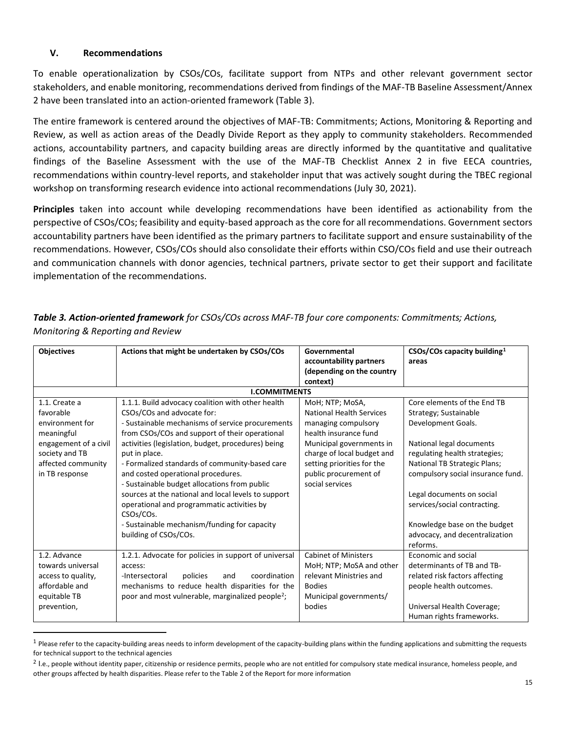## V. Recommendations

To enable operationalization by CSOs/COs, facilitate support from NTPs and other relevant government sector stakeholders, and enable monitoring, recommendations derived from findings of the MAF-TB Baseline Assessment/Annex 2 have been translated into an action-oriented framework (Table 3).

The entire framework is centered around the objectives of MAF-TB: Commitments; Actions, Monitoring & Reporting and Review, as well as action areas of the Deadly Divide Report as they apply to community stakeholders. Recommended actions, accountability partners, and capacity building areas are directly informed by the quantitative and qualitative findings of the Baseline Assessment with the use of the MAF-TB Checklist Annex 2 in five EECA countries, recommendations within country-level reports, and stakeholder input that was actively sought during the TBEC regional workshop on transforming research evidence into actional recommendations (July 30, 2021).

**Principles** taken into account while developing recommendations have been identified as actionability from the perspective of CSOs/COs; feasibility and equity-based approach as the core for all recommendations. Government sectors accountability partners have been identified as the primary partners to facilitate support and ensure sustainability of the recommendations. However, CSOs/COs should also consolidate their efforts within CSO/COs field and use their outreach and communication channels with donor agencies, technical partners, private sector to get their support and facilitate implementation of the recommendations.

***Table 3. Action-oriented framework*** *for CSOs/COs across MAF-TB four core components: Commitments; Actions, Monitoring & Reporting and Review*

| Objectives | Actions that might be undertaken by CSOs/COs | Governmental accountability partners (depending on the country context) | CSOs/COs capacity building[1] areas |
|---|---|---|---|
| **I.COMMITMENTS** | | | |
| 1.1. Create a favorable environment for meaningful engagement of a civil society and TB affected community in TB response | 1.1.1. Build advocacy coalition with other health CSOs/COs and advocate for:<br>- Sustainable mechanisms of service procurements from CSOs/COs and support of their operational activities (legislation, budget, procedures) being put in place.<br>- Formalized standards of community-based care and costed operational procedures.<br>- Sustainable budget allocations from public sources at the national and local levels to support operational and programmatic activities by CSOs/COs.<br>- Sustainable mechanism/funding for capacity building of CSOs/COs. | MoH; NTP; MoSA, National Health Services managing compulsory health insurance fund<br>Municipal governments in charge of local budget and setting priorities for the public procurement of social services | Core elements of the End TB Strategy; Sustainable Development Goals.<br><br>National legal documents regulating health strategies; National TB Strategic Plans; compulsory social insurance fund.<br><br>Legal documents on social services/social contracting.<br><br>Knowledge base on the budget advocacy, and decentralization reforms. |
| 1.2. Advance towards universal access to quality, affordable and equitable TB prevention, | 1.2.1. Advocate for policies in support of universal access:<br>-Intersectoral policies and coordination mechanisms to reduce health disparities for the poor and most vulnerable, marginalized people[2]; | Cabinet of Ministers<br>MoH; NTP; MoSA and other relevant Ministries and Bodies<br>Municipal governments/ bodies | Economic and social determinants of TB and TB-related risk factors affecting people health outcomes.<br><br>Universal Health Coverage; Human rights frameworks. |

[1] Please refer to the capacity-building areas needs to inform development of the capacity-building plans within the funding applications and submitting the requests for technical support to the technical agencies

[2] I.e., people without identity paper, citizenship or residence permits, people who are not entitled for compulsory state medical insurance, homeless people, and other groups affected by health disparities. Please refer to the Table 2 of the Report for more information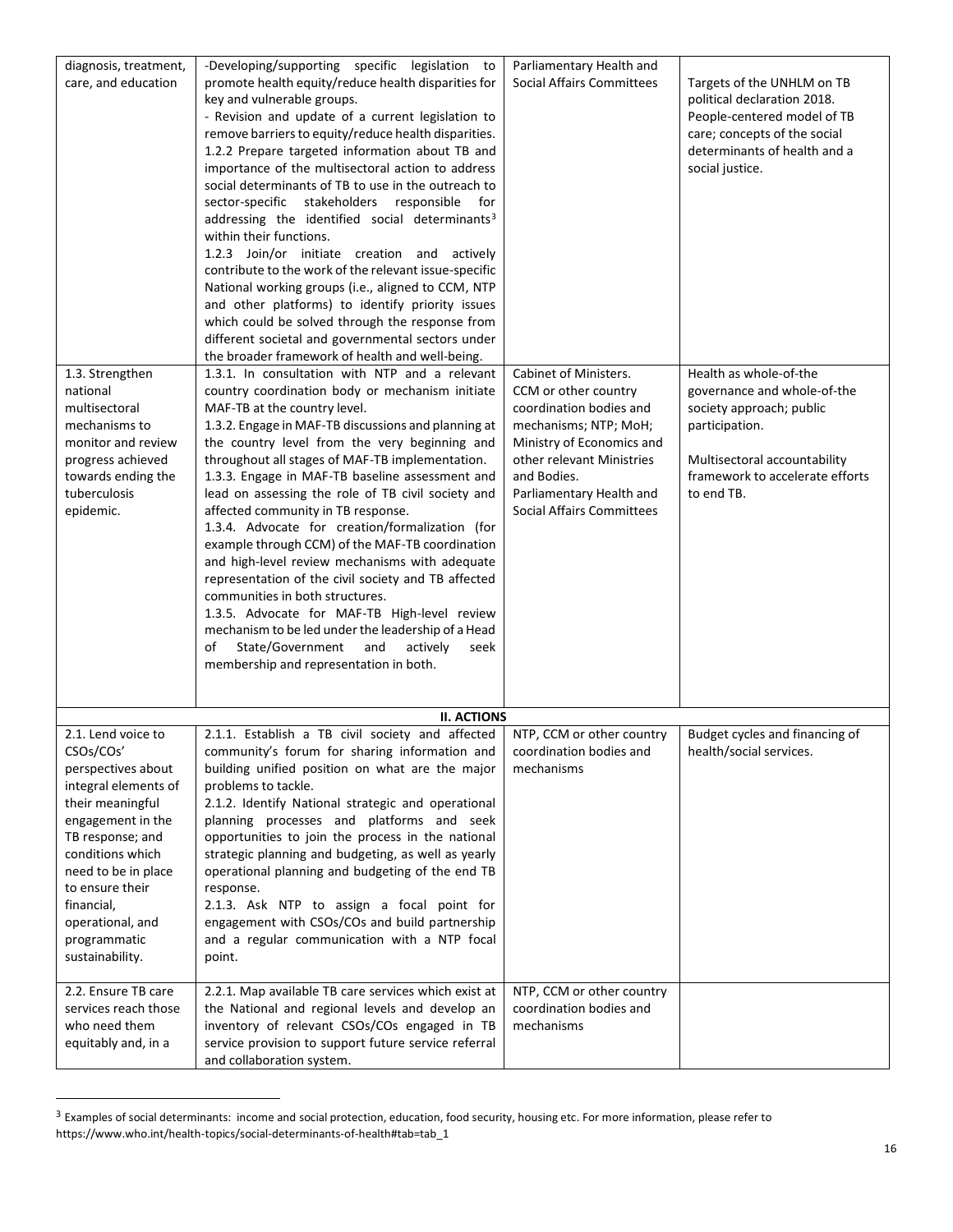| | | | |
|---|---|---|---|
| diagnosis, treatment, care, and education | -Developing/supporting specific legislation to promote health equity/reduce health disparities for key and vulnerable groups.<br>- Revision and update of a current legislation to remove barriers to equity/reduce health disparities.<br>1.2.2 Prepare targeted information about TB and importance of the multisectoral action to address social determinants of TB to use in the outreach to sector-specific stakeholders responsible for addressing the identified social determinants[3] within their functions.<br>1.2.3 Join/or initiate creation and actively contribute to the work of the relevant issue-specific National working groups (i.e., aligned to CCM, NTP and other platforms) to identify priority issues which could be solved through the response from different societal and governmental sectors under the broader framework of health and well-being. | Parliamentary Health and Social Affairs Committees | Targets of the UNHLM on TB political declaration 2018. People-centered model of TB care; concepts of the social determinants of health and a social justice. |
| 1.3. Strengthen national multisectoral mechanisms to monitor and review progress achieved towards ending the tuberculosis epidemic. | 1.3.1. In consultation with NTP and a relevant country coordination body or mechanism initiate MAF-TB at the country level.<br>1.3.2. Engage in MAF-TB discussions and planning at the country level from the very beginning and throughout all stages of MAF-TB implementation.<br>1.3.3. Engage in MAF-TB baseline assessment and lead on assessing the role of TB civil society and affected community in TB response.<br>1.3.4. Advocate for creation/formalization (for example through CCM) of the MAF-TB coordination and high-level review mechanisms with adequate representation of the civil society and TB affected communities in both structures.<br>1.3.5. Advocate for MAF-TB High-level review mechanism to be led under the leadership of a Head of State/Government and actively seek membership and representation in both. | Cabinet of Ministers.<br>CCM or other country coordination bodies and mechanisms; NTP; MoH; Ministry of Economics and other relevant Ministries and Bodies.<br>Parliamentary Health and Social Affairs Committees | Health as whole-of-the governance and whole-of-the society approach; public participation.<br><br>Multisectoral accountability framework to accelerate efforts to end TB. |
| | **II. ACTIONS** | | |
| 2.1. Lend voice to CSOs/COs' perspectives about integral elements of their meaningful engagement in the TB response; and conditions which need to be in place to ensure their financial, operational, and programmatic sustainability. | 2.1.1. Establish a TB civil society and affected community's forum for sharing information and building unified position on what are the major problems to tackle.<br>2.1.2. Identify National strategic and operational planning processes and platforms and seek opportunities to join the process in the national strategic planning and budgeting, as well as yearly operational planning and budgeting of the end TB response.<br>2.1.3. Ask NTP to assign a focal point for engagement with CSOs/COs and build partnership and a regular communication with a NTP focal point. | NTP, CCM or other country coordination bodies and mechanisms | Budget cycles and financing of health/social services. |
| 2.2. Ensure TB care services reach those who need them equitably and, in a | 2.2.1. Map available TB care services which exist at the National and regional levels and develop an inventory of relevant CSOs/COs engaged in TB service provision to support future service referral and collaboration system. | NTP, CCM or other country coordination bodies and mechanisms | |

[3] Examples of social determinants: income and social protection, education, food security, housing etc. For more information, please refer to https://www.who.int/health-topics/social-determinants-of-health#tab=tab_1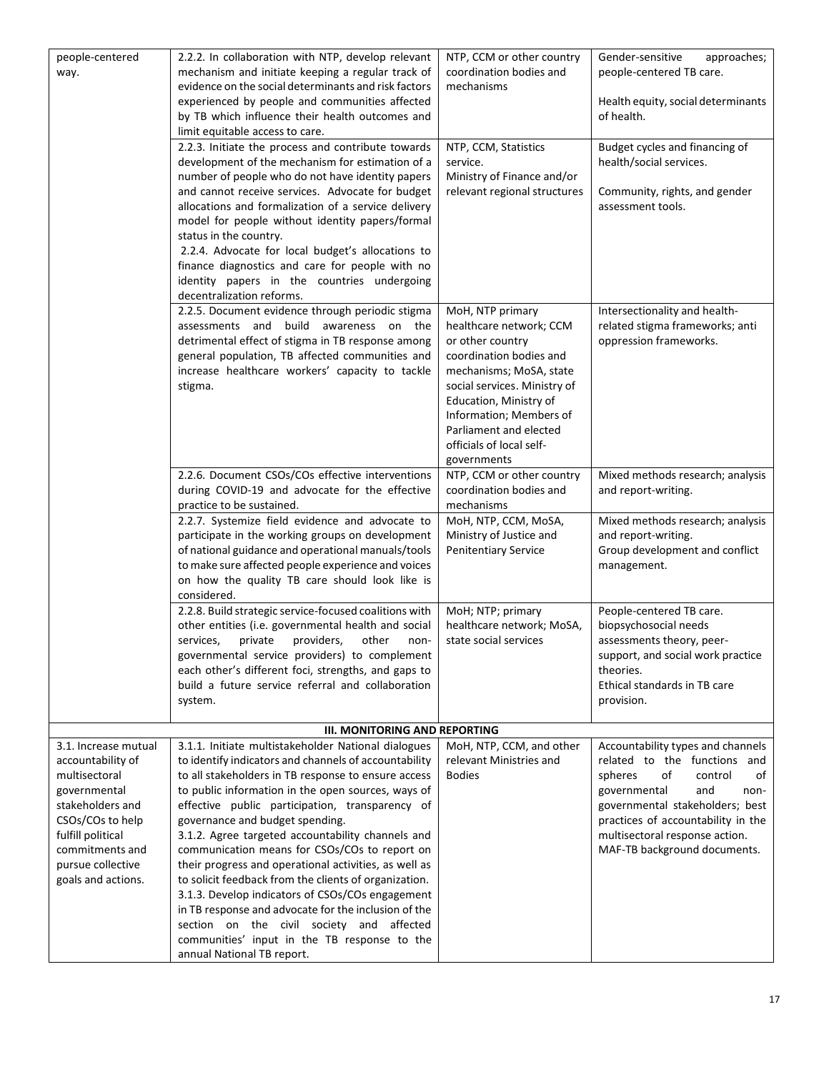| | | | |
|---|---|---|---|
| people-centered way. | 2.2.2. In collaboration with NTP, develop relevant mechanism and initiate keeping a regular track of evidence on the social determinants and risk factors experienced by people and communities affected by TB which influence their health outcomes and limit equitable access to care. | NTP, CCM or other country coordination bodies and mechanisms | Gender-sensitive approaches; people-centered TB care.<br><br>Health equity, social determinants of health. |
| | 2.2.3. Initiate the process and contribute towards development of the mechanism for estimation of a number of people who do not have identity papers and cannot receive services. Advocate for budget allocations and formalization of a service delivery model for people without identity papers/formal status in the country.<br>2.2.4. Advocate for local budget's allocations to finance diagnostics and care for people with no identity papers in the countries undergoing decentralization reforms. | NTP, CCM, Statistics service.<br>Ministry of Finance and/or relevant regional structures | Budget cycles and financing of health/social services.<br><br>Community, rights, and gender assessment tools. |
| | 2.2.5. Document evidence through periodic stigma assessments and build awareness on the detrimental effect of stigma in TB response among general population, TB affected communities and increase healthcare workers' capacity to tackle stigma. | MoH, NTP primary healthcare network; CCM or other country coordination bodies and mechanisms; MoSA, state social services. Ministry of Education, Ministry of Information; Members of Parliament and elected officials of local self-governments | Intersectionality and health-related stigma frameworks; anti oppression frameworks. |
| | 2.2.6. Document CSOs/COs effective interventions during COVID-19 and advocate for the effective practice to be sustained. | NTP, CCM or other country coordination bodies and mechanisms | Mixed methods research; analysis and report-writing. |
| | 2.2.7. Systemize field evidence and advocate to participate in the working groups on development of national guidance and operational manuals/tools to make sure affected people experience and voices on how the quality TB care should look like is considered. | MoH, NTP, CCM, MoSA, Ministry of Justice and Penitentiary Service | Mixed methods research; analysis and report-writing.<br>Group development and conflict management. |
| | 2.2.8. Build strategic service-focused coalitions with other entities (i.e. governmental health and social services, private providers, other non-governmental service providers) to complement each other's different foci, strengths, and gaps to build a future service referral and collaboration system. | MoH; NTP; primary healthcare network; MoSA, state social services | People-centered TB care.<br>biopsychosocial needs assessments theory, peer-support, and social work practice theories.<br>Ethical standards in TB care provision. |
| | **III. MONITORING AND REPORTING** | | |
| 3.1. Increase mutual accountability of multisectoral governmental stakeholders and CSOs/COs to help fulfill political commitments and pursue collective goals and actions. | 3.1.1. Initiate multistakeholder National dialogues to identify indicators and channels of accountability to all stakeholders in TB response to ensure access to public information in the open sources, ways of effective public participation, transparency of governance and budget spending.<br>3.1.2. Agree targeted accountability channels and communication means for CSOs/COs to report on their progress and operational activities, as well as to solicit feedback from the clients of organization.<br>3.1.3. Develop indicators of CSOs/COs engagement in TB response and advocate for the inclusion of the section on the civil society and affected communities' input in the TB response to the annual National TB report. | MoH, NTP, CCM, and other relevant Ministries and Bodies | Accountability types and channels related to the functions and spheres of control of governmental and non-governmental stakeholders; best practices of accountability in the multisectoral response action.<br>MAF-TB background documents. |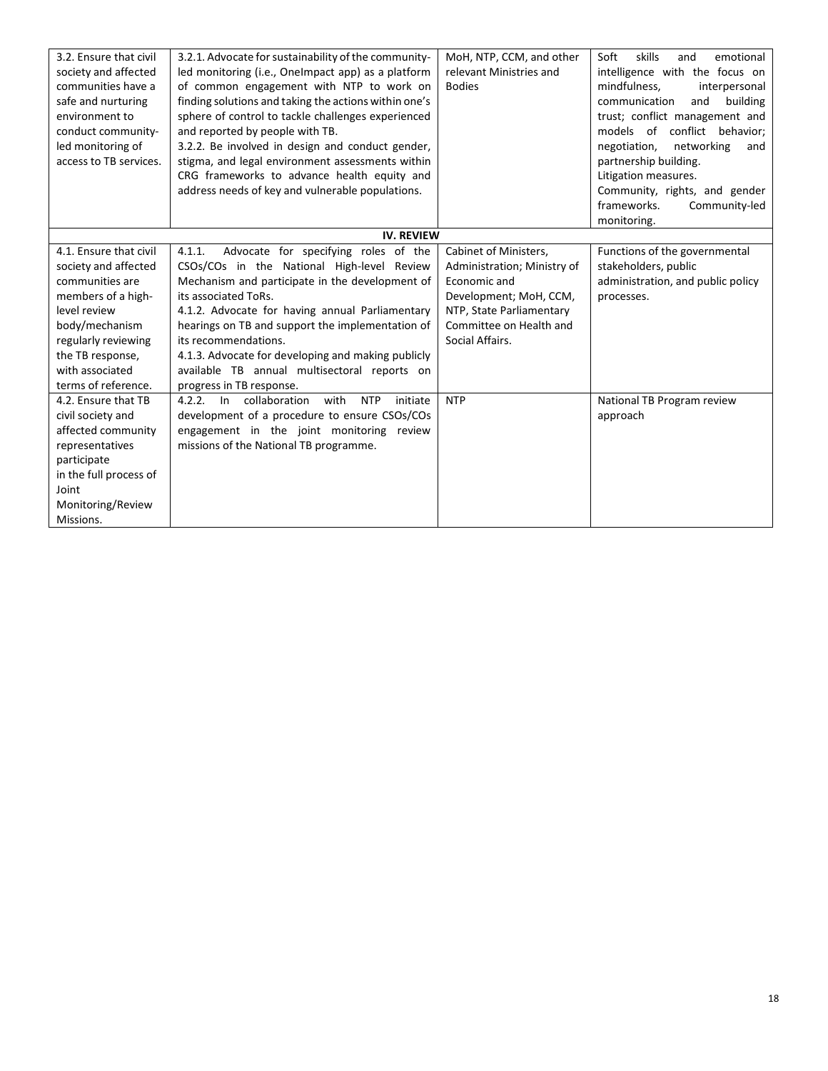| | | | |
|---|---|---|---|
| 3.2. Ensure that civil society and affected communities have a safe and nurturing environment to conduct community-led monitoring of access to TB services. | 3.2.1. Advocate for sustainability of the community-led monitoring (i.e., OneImpact app) as a platform of common engagement with NTP to work on finding solutions and taking the actions within one's sphere of control to tackle challenges experienced and reported by people with TB.<br>3.2.2. Be involved in design and conduct gender, stigma, and legal environment assessments within CRG frameworks to advance health equity and address needs of key and vulnerable populations. | MoH, NTP, CCM, and other relevant Ministries and Bodies | Soft skills and emotional intelligence with the focus on mindfulness, interpersonal communication and building trust; conflict management and models of conflict behavior; negotiation, networking and partnership building.<br>Litigation measures.<br>Community, rights, and gender frameworks. Community-led monitoring. |
| **IV. REVIEW** | | | |
| 4.1. Ensure that civil society and affected communities are members of a high-level review body/mechanism regularly reviewing the TB response, with associated terms of reference. | 4.1.1. Advocate for specifying roles of the CSOs/COs in the National High-level Review Mechanism and participate in the development of its associated ToRs.<br>4.1.2. Advocate for having annual Parliamentary hearings on TB and support the implementation of its recommendations.<br>4.1.3. Advocate for developing and making publicly available TB annual multisectoral reports on progress in TB response. | Cabinet of Ministers, Administration; Ministry of Economic and Development; MoH, CCM, NTP, State Parliamentary Committee on Health and Social Affairs. | Functions of the governmental stakeholders, public administration, and public policy processes. |
| 4.2. Ensure that TB civil society and affected community representatives participate in the full process of Joint Monitoring/Review Missions. | 4.2.2. In collaboration with NTP initiate development of a procedure to ensure CSOs/COs engagement in the joint monitoring review missions of the National TB programme. | NTP | National TB Program review approach |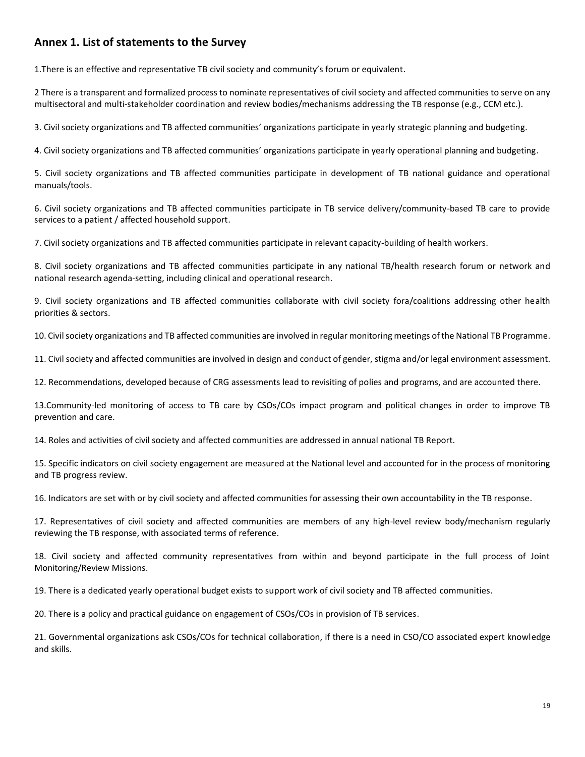## Annex 1. List of statements to the Survey

1.There is an effective and representative TB civil society and community's forum or equivalent.

2 There is a transparent and formalized process to nominate representatives of civil society and affected communities to serve on any multisectoral and multi-stakeholder coordination and review bodies/mechanisms addressing the TB response (e.g., CCM etc.).

3. Civil society organizations and TB affected communities' organizations participate in yearly strategic planning and budgeting.

4. Civil society organizations and TB affected communities' organizations participate in yearly operational planning and budgeting.

5. Civil society organizations and TB affected communities participate in development of TB national guidance and operational manuals/tools.

6. Civil society organizations and TB affected communities participate in TB service delivery/community-based TB care to provide services to a patient / affected household support.

7. Civil society organizations and TB affected communities participate in relevant capacity-building of health workers.

8. Civil society organizations and TB affected communities participate in any national TB/health research forum or network and national research agenda-setting, including clinical and operational research.

9. Civil society organizations and TB affected communities collaborate with civil society fora/coalitions addressing other health priorities & sectors.

10. Civil society organizations and TB affected communities are involved in regular monitoring meetings of the National TB Programme.

11. Civil society and affected communities are involved in design and conduct of gender, stigma and/or legal environment assessment.

12. Recommendations, developed because of CRG assessments lead to revisiting of polies and programs, and are accounted there.

13.Community-led monitoring of access to TB care by CSOs/COs impact program and political changes in order to improve TB prevention and care.

14. Roles and activities of civil society and affected communities are addressed in annual national TB Report.

15. Specific indicators on civil society engagement are measured at the National level and accounted for in the process of monitoring and TB progress review.

16. Indicators are set with or by civil society and affected communities for assessing their own accountability in the TB response.

17. Representatives of civil society and affected communities are members of any high-level review body/mechanism regularly reviewing the TB response, with associated terms of reference.

18. Civil society and affected community representatives from within and beyond participate in the full process of Joint Monitoring/Review Missions.

19. There is a dedicated yearly operational budget exists to support work of civil society and TB affected communities.

20. There is a policy and practical guidance on engagement of CSOs/COs in provision of TB services.

21. Governmental organizations ask CSOs/COs for technical collaboration, if there is a need in CSO/CO associated expert knowledge and skills.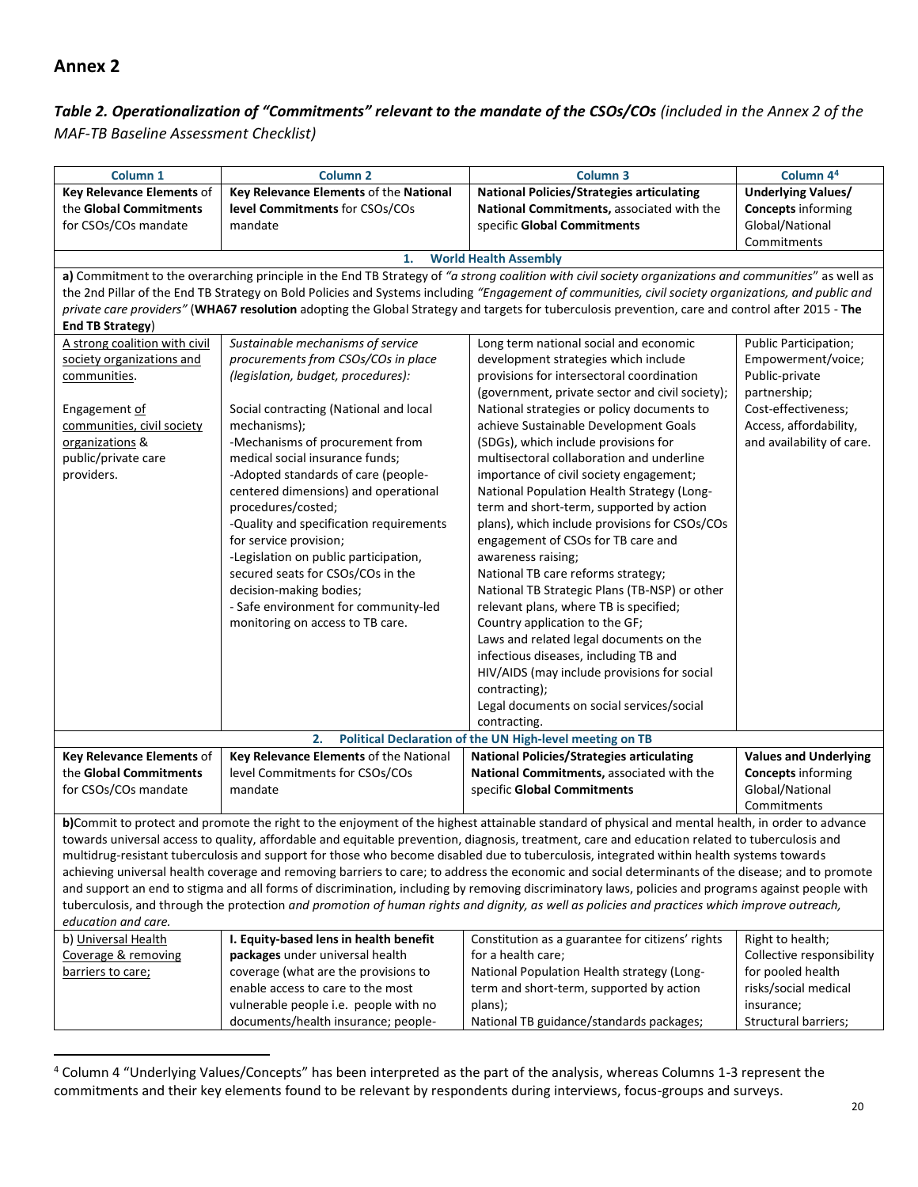## Annex 2

***Table 2. Operationalization of "Commitments" relevant to the mandate of the CSOs/COs** (included in the Annex 2 of the MAF-TB Baseline Assessment Checklist)*

| Column 1 | Column 2 | Column 3 | Column 4[4] |
|---|---|---|---|
| **Key Relevance Elements** of the **Global Commitments** for CSOs/COs mandate | **Key Relevance Elements** of the **National level Commitments** for CSOs/COs mandate | **National Policies/Strategies articulating National Commitments,** associated with the specific **Global Commitments** | **Underlying Values/ Concepts** informing Global/National Commitments |
| **1. World Health Assembly** | | | |
| **a)** Commitment to the overarching principle in the End TB Strategy of *"a strong coalition with civil society organizations and communities"* as well as the 2nd Pillar of the End TB Strategy on Bold Policies and Systems including *"Engagement of communities, civil society organizations, and public and private care providers"* (**WHA67 resolution** adopting the Global Strategy and targets for tuberculosis prevention, care and control after 2015 - **The End TB Strategy**) | | | |
| A strong coalition with civil society organizations and communities.<br><br>Engagement of communities, civil society organizations & public/private care providers. | *Sustainable mechanisms of service procurements from CSOs/COs in place (legislation, budget, procedures):*<br><br>Social contracting (National and local mechanisms);<br>-Mechanisms of procurement from medical social insurance funds;<br>-Adopted standards of care (people-centered dimensions) and operational procedures/costed;<br>-Quality and specification requirements for service provision;<br>-Legislation on public participation, secured seats for CSOs/COs in the decision-making bodies;<br>- Safe environment for community-led monitoring on access to TB care. | Long term national social and economic development strategies which include provisions for intersectoral coordination (government, private sector and civil society);<br>National strategies or policy documents to achieve Sustainable Development Goals (SDGs), which include provisions for multisectoral collaboration and underline importance of civil society engagement;<br>National Population Health Strategy (Long-term and short-term, supported by action plans), which include provisions for CSOs/COs engagement of CSOs for TB care and awareness raising;<br>National TB care reforms strategy;<br>National TB Strategic Plans (TB-NSP) or other relevant plans, where TB is specified;<br>Country application to the GF;<br>Laws and related legal documents on the infectious diseases, including TB and HIV/AIDS (may include provisions for social contracting);<br>Legal documents on social services/social contracting. | Public Participation;<br>Empowerment/voice;<br>Public-private partnership;<br>Cost-effectiveness;<br>Access, affordability, and availability of care. |
| **2. Political Declaration of the UN High-level meeting on TB** | | | |
| **Key Relevance Elements** of the **Global Commitments** for CSOs/COs mandate | **Key Relevance Elements** of the National level Commitments for CSOs/COs mandate | **National Policies/Strategies articulating National Commitments,** associated with the specific **Global Commitments** | **Values and Underlying Concepts** informing Global/National Commitments |
| **b)**Commit to protect and promote the right to the enjoyment of the highest attainable standard of physical and mental health, in order to advance towards universal access to quality, affordable and equitable prevention, diagnosis, treatment, care and education related to tuberculosis and multidrug-resistant tuberculosis and support for those who become disabled due to tuberculosis, integrated within health systems towards achieving universal health coverage and removing barriers to care; to address the economic and social determinants of the disease; and to promote and support an end to stigma and all forms of discrimination, including by removing discriminatory laws, policies and programs against people with tuberculosis, and through the protection *and promotion of human rights and dignity, as well as policies and practices which improve outreach, education and care.* | | | |
| b) Universal Health Coverage & removing barriers to care; | **I. Equity-based lens in health benefit packages** under universal health coverage (what are the provisions to enable access to care to the most vulnerable people i.e. people with no documents/health insurance; people- | Constitution as a guarantee for citizens' rights for a health care;<br>National Population Health strategy (Long-term and short-term, supported by action plans);<br>National TB guidance/standards packages; | Right to health;<br>Collective responsibility for pooled health risks/social medical insurance;<br>Structural barriers; |

[4] Column 4 "Underlying Values/Concepts" has been interpreted as the part of the analysis, whereas Columns 1-3 represent the commitments and their key elements found to be relevant by respondents during interviews, focus-groups and surveys.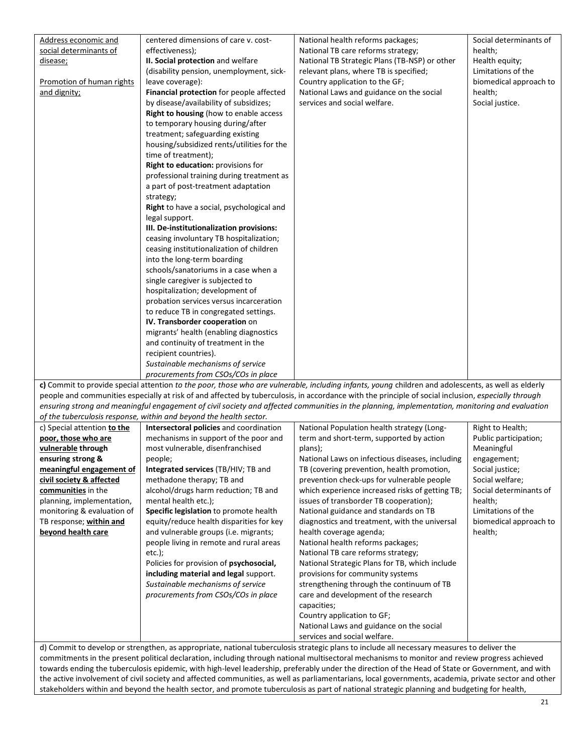| | | | |
|---|---|---|---|
| Address economic and social determinants of disease;<br><br>Promotion of human rights and dignity; | centered dimensions of care v. cost-effectiveness);<br>**II. Social protection** and welfare (disability pension, unemployment, sick-leave coverage):<br>**Financial protection** for people affected by disease/availability of subsidizes;<br>**Right to housing** (how to enable access to temporary housing during/after treatment; safeguarding existing housing/subsidized rents/utilities for the time of treatment);<br>**Right to education:** provisions for professional training during treatment as a part of post-treatment adaptation strategy;<br>**Right** to have a social, psychological and legal support.<br>**III. De-institutionalization provisions:** ceasing involuntary TB hospitalization; ceasing institutionalization of children into the long-term boarding schools/sanatoriums in a case when a single caregiver is subjected to hospitalization; development of probation services versus incarceration to reduce TB in congregated settings.<br>**IV. Transborder cooperation** on migrants' health (enabling diagnostics and continuity of treatment in the recipient countries).<br>*Sustainable mechanisms of service procurements from CSOs/COs in place* | National health reforms packages;<br>National TB care reforms strategy;<br>National TB Strategic Plans (TB-NSP) or other relevant plans, where TB is specified;<br>Country application to the GF;<br>National Laws and guidance on the social services and social welfare. | Social determinants of health;<br>Health equity;<br>Limitations of the biomedical approach to health;<br>Social justice. |

**c)** Commit to provide special attention *to the poor, those who are vulnerable, including infants, young* children and adolescents, as well as elderly people and communities especially at risk of and affected by tuberculosis, in accordance with the principle of social inclusion, *especially through ensuring strong and meaningful engagement of civil society and affected communities in the planning, implementation, monitoring and evaluation of the tuberculosis response, within and beyond the health sector.*

| | | | |
|---|---|---|---|
| c) Special attention **to the poor, those who are vulnerable through ensuring strong & meaningful engagement of civil society & affected communities** in the planning, implementation, monitoring & evaluation of TB response; **within and beyond health care** | **Intersectoral policies** and coordination mechanisms in support of the poor and most vulnerable, disenfranchised people;<br>**Integrated services** (TB/HIV; TB and methadone therapy; TB and alcohol/drugs harm reduction; TB and mental health etc.);<br>**Specific legislation** to promote health equity/reduce health disparities for key and vulnerable groups (i.e. migrants; people living in remote and rural areas etc.);<br>Policies for provision of **psychosocial, including material and legal** support.<br>*Sustainable mechanisms of service procurements from CSOs/COs in place* | National Population health strategy (Long-term and short-term, supported by action plans);<br>National Laws on infectious diseases, including TB (covering prevention, health promotion, prevention check-ups for vulnerable people which experience increased risks of getting TB; issues of transborder TB cooperation);<br>National guidance and standards on TB diagnostics and treatment, with the universal health coverage agenda;<br>National health reforms packages;<br>National TB care reforms strategy;<br>National Strategic Plans for TB, which include provisions for community systems strengthening through the continuum of TB care and development of the research capacities;<br>Country application to GF;<br>National Laws and guidance on the social services and social welfare. | Right to Health;<br>Public participation;<br>Meaningful engagement;<br>Social justice;<br>Social welfare;<br>Social determinants of health;<br>Limitations of the biomedical approach to health; |

d) Commit to develop or strengthen, as appropriate, national tuberculosis strategic plans to include all necessary measures to deliver the commitments in the present political declaration, including through national multisectoral mechanisms to monitor and review progress achieved towards ending the tuberculosis epidemic, with high-level leadership, preferably under the direction of the Head of State or Government, and with the active involvement of civil society and affected communities, as well as parliamentarians, local governments, academia, private sector and other stakeholders within and beyond the health sector, and promote tuberculosis as part of national strategic planning and budgeting for health,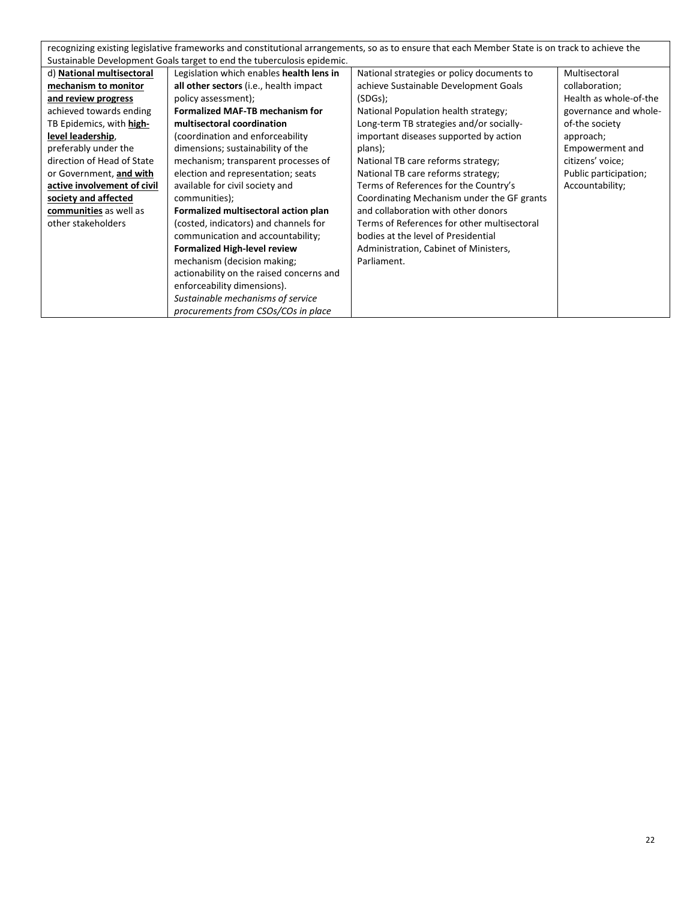| recognizing existing legislative frameworks and constitutional arrangements, so as to ensure that each Member State is on track to achieve the Sustainable Development Goals target to end the tuberculosis epidemic. | | | |
|---|---|---|---|
| d) **National multisectoral mechanism to monitor and review progress** achieved towards ending TB Epidemics, with **high-level leadership**, preferably under the direction of Head of State or Government, **and with active involvement of civil society and affected communities** as well as other stakeholders | Legislation which enables **health lens in all other sectors** (i.e., health impact policy assessment);<br>**Formalized MAF-TB mechanism for multisectoral coordination** (coordination and enforceability dimensions; sustainability of the mechanism; transparent processes of election and representation; seats available for civil society and communities);<br>**Formalized multisectoral action plan** (costed, indicators) and channels for communication and accountability;<br>**Formalized High-level review** mechanism (decision making; actionability on the raised concerns and enforceability dimensions).<br>*Sustainable mechanisms of service procurements from CSOs/COs in place* | National strategies or policy documents to achieve Sustainable Development Goals (SDGs);<br>National Population health strategy;<br>Long-term TB strategies and/or socially-important diseases supported by action plans);<br>National TB care reforms strategy;<br>National TB care reforms strategy;<br>Terms of References for the Country's Coordinating Mechanism under the GF grants and collaboration with other donors<br>Terms of References for other multisectoral bodies at the level of Presidential Administration, Cabinet of Ministers, Parliament. | Multisectoral collaboration;<br>Health as whole-of-the governance and whole-of-the society approach;<br>Empowerment and citizens' voice;<br>Public participation;<br>Accountability; |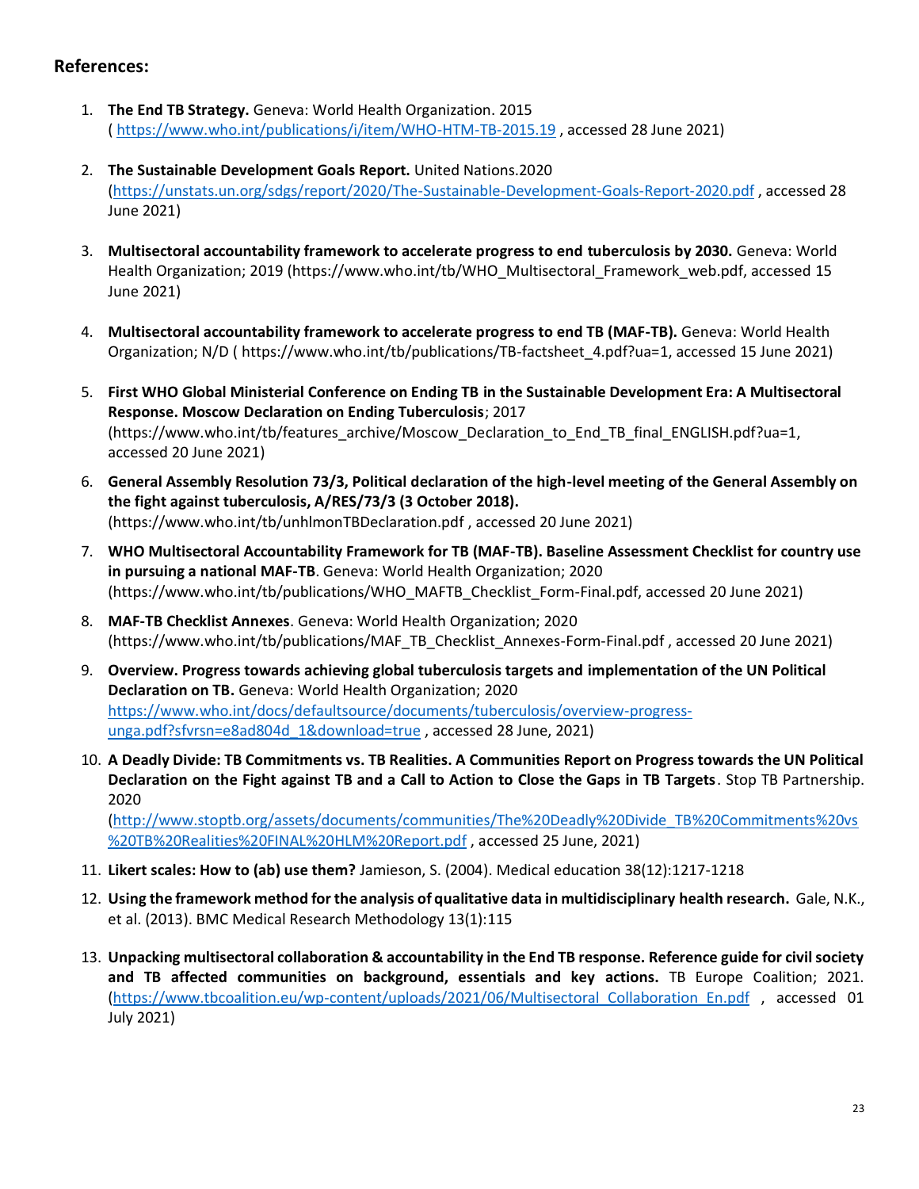## References:

1. **The End TB Strategy.** Geneva: World Health Organization. 2015 ( https://www.who.int/publications/i/item/WHO-HTM-TB-2015.19 , accessed 28 June 2021)

2. **The Sustainable Development Goals Report.** United Nations.2020 (https://unstats.un.org/sdgs/report/2020/The-Sustainable-Development-Goals-Report-2020.pdf , accessed 28 June 2021)

3. **Multisectoral accountability framework to accelerate progress to end tuberculosis by 2030.** Geneva: World Health Organization; 2019 (https://www.who.int/tb/WHO_Multisectoral_Framework_web.pdf, accessed 15 June 2021)

4. **Multisectoral accountability framework to accelerate progress to end TB (MAF-TB).** Geneva: World Health Organization; N/D ( https://www.who.int/tb/publications/TB-factsheet_4.pdf?ua=1, accessed 15 June 2021)

5. **First WHO Global Ministerial Conference on Ending TB in the Sustainable Development Era: A Multisectoral Response. Moscow Declaration on Ending Tuberculosis**; 2017 (https://www.who.int/tb/features_archive/Moscow_Declaration_to_End_TB_final_ENGLISH.pdf?ua=1, accessed 20 June 2021)

6. **General Assembly Resolution 73/3, Political declaration of the high-level meeting of the General Assembly on the fight against tuberculosis, A/RES/73/3 (3 October 2018).** (https://www.who.int/tb/unhlmonTBDeclaration.pdf , accessed 20 June 2021)

7. **WHO Multisectoral Accountability Framework for TB (MAF-TB). Baseline Assessment Checklist for country use in pursuing a national MAF-TB**. Geneva: World Health Organization; 2020 (https://www.who.int/tb/publications/WHO_MAFTB_Checklist_Form-Final.pdf, accessed 20 June 2021)

8. **MAF-TB Checklist Annexes**. Geneva: World Health Organization; 2020 (https://www.who.int/tb/publications/MAF_TB_Checklist_Annexes-Form-Final.pdf , accessed 20 June 2021)

9. **Overview. Progress towards achieving global tuberculosis targets and implementation of the UN Political Declaration on TB.** Geneva: World Health Organization; 2020 https://www.who.int/docs/defaultsource/documents/tuberculosis/overview-progress-unga.pdf?sfvrsn=e8ad804d_1&download=true , accessed 28 June, 2021)

10. **A Deadly Divide: TB Commitments vs. TB Realities. A Communities Report on Progress towards the UN Political Declaration on the Fight against TB and a Call to Action to Close the Gaps in TB Targets**. Stop TB Partnership. 2020 (http://www.stoptb.org/assets/documents/communities/The%20Deadly%20Divide_TB%20Commitments%20vs%20TB%20Realities%20FINAL%20HLM%20Report.pdf , accessed 25 June, 2021)

11. **Likert scales: How to (ab) use them?** Jamieson, S. (2004). Medical education 38(12):1217-1218

12. **Using the framework method for the analysis of qualitative data in multidisciplinary health research.** Gale, N.K., et al. (2013). BMC Medical Research Methodology 13(1):115

13. **Unpacking multisectoral collaboration & accountability in the End TB response. Reference guide for civil society and TB affected communities on background, essentials and key actions.** TB Europe Coalition; 2021. (https://www.tbcoalition.eu/wp-content/uploads/2021/06/Multisectoral_Collaboration_En.pdf , accessed 01 July 2021)